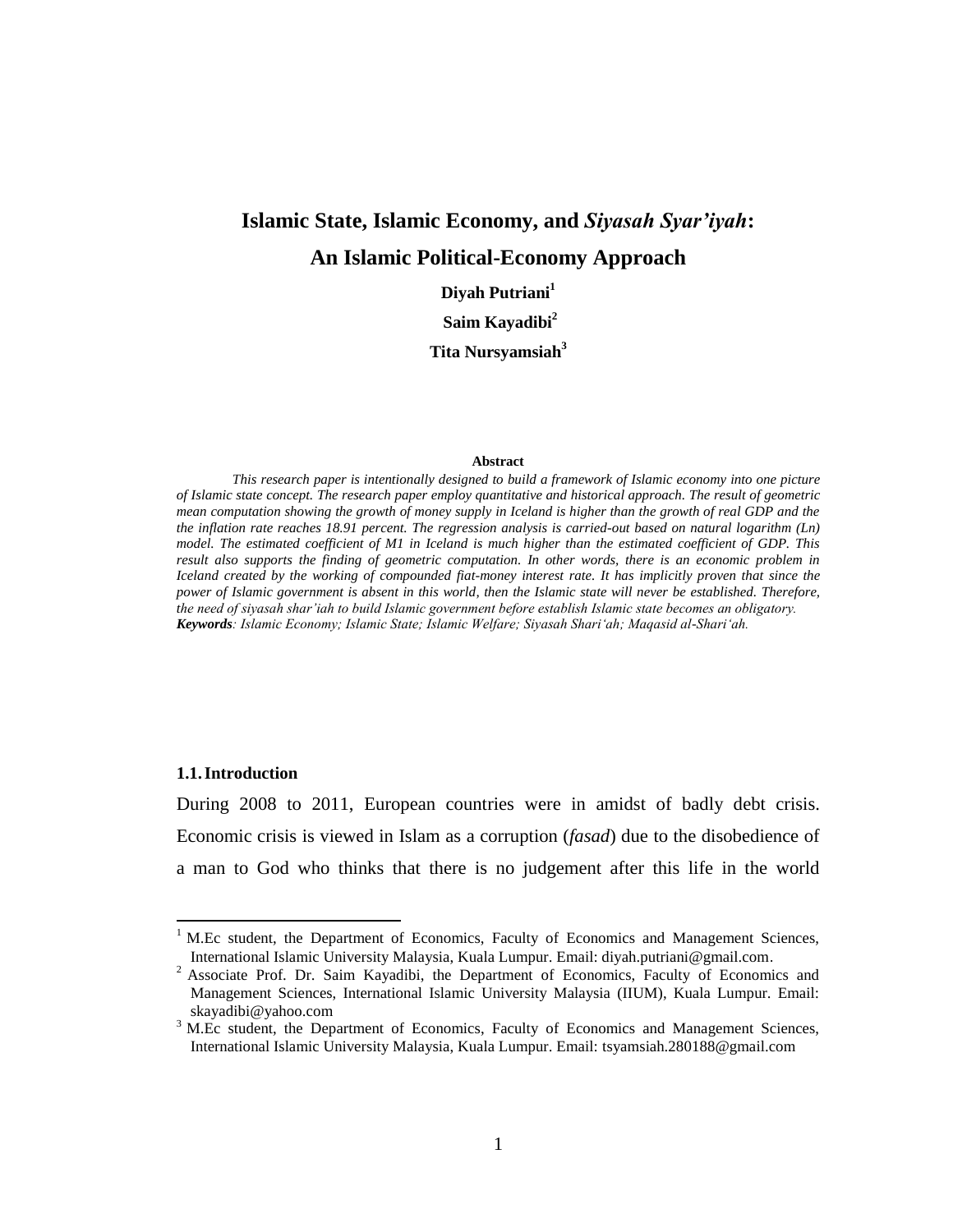# Islamic State, Islamic Economy, and *Siyasah Syar'iyah*: An Islamic Political-Economy Approach

**Diyah Putriani**[1]

**Saim Kayadibi**[2]

**Tita Nursyamsiah**[3]

**Abstract**

*This research paper is intentionally designed to build a framework of Islamic economy into one picture of Islamic state concept. The research paper employ quantitative and historical approach. The result of geometric mean computation showing the growth of money supply in Iceland is higher than the growth of real GDP and the the inflation rate reaches 18.91 percent. The regression analysis is carried-out based on natural logarithm (Ln) model. The estimated coefficient of M1 in Iceland is much higher than the estimated coefficient of GDP. This result also supports the finding of geometric computation. In other words, there is an economic problem in Iceland created by the working of compounded fiat-money interest rate. It has implicitly proven that since the power of Islamic government is absent in this world, then the Islamic state will never be established. Therefore, the need of siyasah shar'iah to build Islamic government before establish Islamic state becomes an obligatory.*

***Keywords**: Islamic Economy; Islamic State; Islamic Welfare; Siyasah Shari'ah; Maqasid al-Shari'ah.*

## 1.1. Introduction

During 2008 to 2011, European countries were in amidst of badly debt crisis. Economic crisis is viewed in Islam as a corruption (*fasad*) due to the disobedience of a man to God who thinks that there is no judgement after this life in the world

---

[1] M.Ec student, the Department of Economics, Faculty of Economics and Management Sciences, International Islamic University Malaysia, Kuala Lumpur. Email: diyah.putriani@gmail.com.

[2] Associate Prof. Dr. Saim Kayadibi, the Department of Economics, Faculty of Economics and Management Sciences, International Islamic University Malaysia (IIUM), Kuala Lumpur. Email: skayadibi@yahoo.com

[3] M.Ec student, the Department of Economics, Faculty of Economics and Management Sciences, International Islamic University Malaysia, Kuala Lumpur. Email: tsyamsiah.280188@gmail.com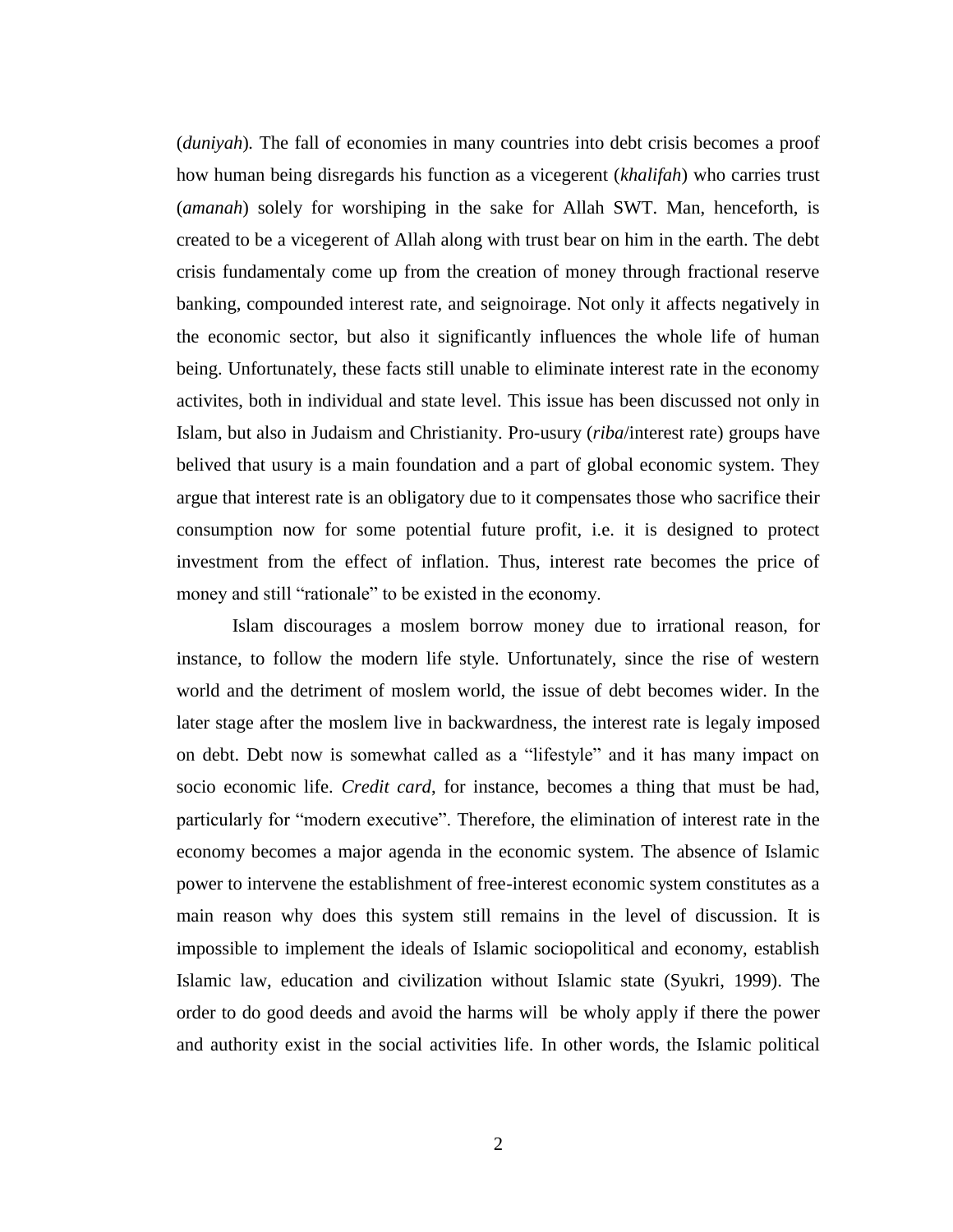(*duniyah*). The fall of economies in many countries into debt crisis becomes a proof how human being disregards his function as a vicegerent (*khalifah*) who carries trust (*amanah*) solely for worshiping in the sake for Allah SWT. Man, henceforth, is created to be a vicegerent of Allah along with trust bear on him in the earth. The debt crisis fundamentaly come up from the creation of money through fractional reserve banking, compounded interest rate, and seignoirage. Not only it affects negatively in the economic sector, but also it significantly influences the whole life of human being. Unfortunately, these facts still unable to eliminate interest rate in the economy activites, both in individual and state level. This issue has been discussed not only in Islam, but also in Judaism and Christianity. Pro-usury (*riba*/interest rate) groups have belived that usury is a main foundation and a part of global economic system. They argue that interest rate is an obligatory due to it compensates those who sacrifice their consumption now for some potential future profit, i.e. it is designed to protect investment from the effect of inflation. Thus, interest rate becomes the price of money and still "rationale" to be existed in the economy.

Islam discourages a moslem borrow money due to irrational reason, for instance, to follow the modern life style. Unfortunately, since the rise of western world and the detriment of moslem world, the issue of debt becomes wider. In the later stage after the moslem live in backwardness, the interest rate is legaly imposed on debt. Debt now is somewhat called as a "lifestyle" and it has many impact on socio economic life. *Credit card*, for instance, becomes a thing that must be had, particularly for "modern executive". Therefore, the elimination of interest rate in the economy becomes a major agenda in the economic system. The absence of Islamic power to intervene the establishment of free-interest economic system constitutes as a main reason why does this system still remains in the level of discussion. It is impossible to implement the ideals of Islamic sociopolitical and economy, establish Islamic law, education and civilization without Islamic state (Syukri, 1999). The order to do good deeds and avoid the harms will be wholy apply if there the power and authority exist in the social activities life. In other words, the Islamic political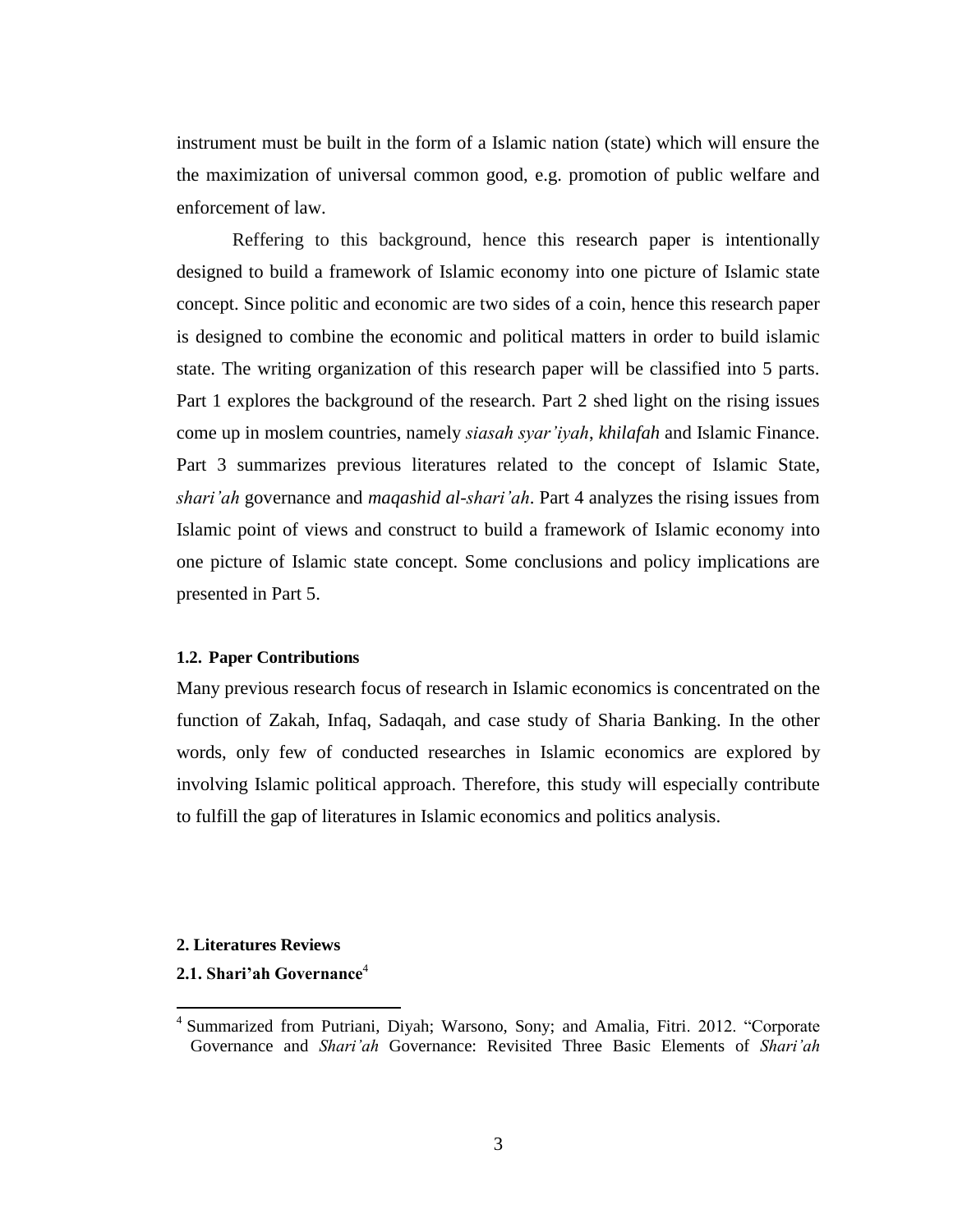instrument must be built in the form of a Islamic nation (state) which will ensure the the maximization of universal common good, e.g. promotion of public welfare and enforcement of law.

Reffering to this background, hence this research paper is intentionally designed to build a framework of Islamic economy into one picture of Islamic state concept. Since politic and economic are two sides of a coin, hence this research paper is designed to combine the economic and political matters in order to build islamic state. The writing organization of this research paper will be classified into 5 parts. Part 1 explores the background of the research. Part 2 shed light on the rising issues come up in moslem countries, namely *siasah syar'iyah*, *khilafah* and Islamic Finance. Part 3 summarizes previous literatures related to the concept of Islamic State, *shari'ah* governance and *maqashid al-shari'ah*. Part 4 analyzes the rising issues from Islamic point of views and construct to build a framework of Islamic economy into one picture of Islamic state concept. Some conclusions and policy implications are presented in Part 5.

### 1.2. Paper Contributions

Many previous research focus of research in Islamic economics is concentrated on the function of Zakah, Infaq, Sadaqah, and case study of Sharia Banking. In the other words, only few of conducted researches in Islamic economics are explored by involving Islamic political approach. Therefore, this study will especially contribute to fulfill the gap of literatures in Islamic economics and politics analysis.

## 2. Literatures Reviews

### 2.1. Shari'ah Governance[4]

[4] Summarized from Putriani, Diyah; Warsono, Sony; and Amalia, Fitri. 2012. "Corporate Governance and *Shari'ah* Governance: Revisited Three Basic Elements of *Shari'ah*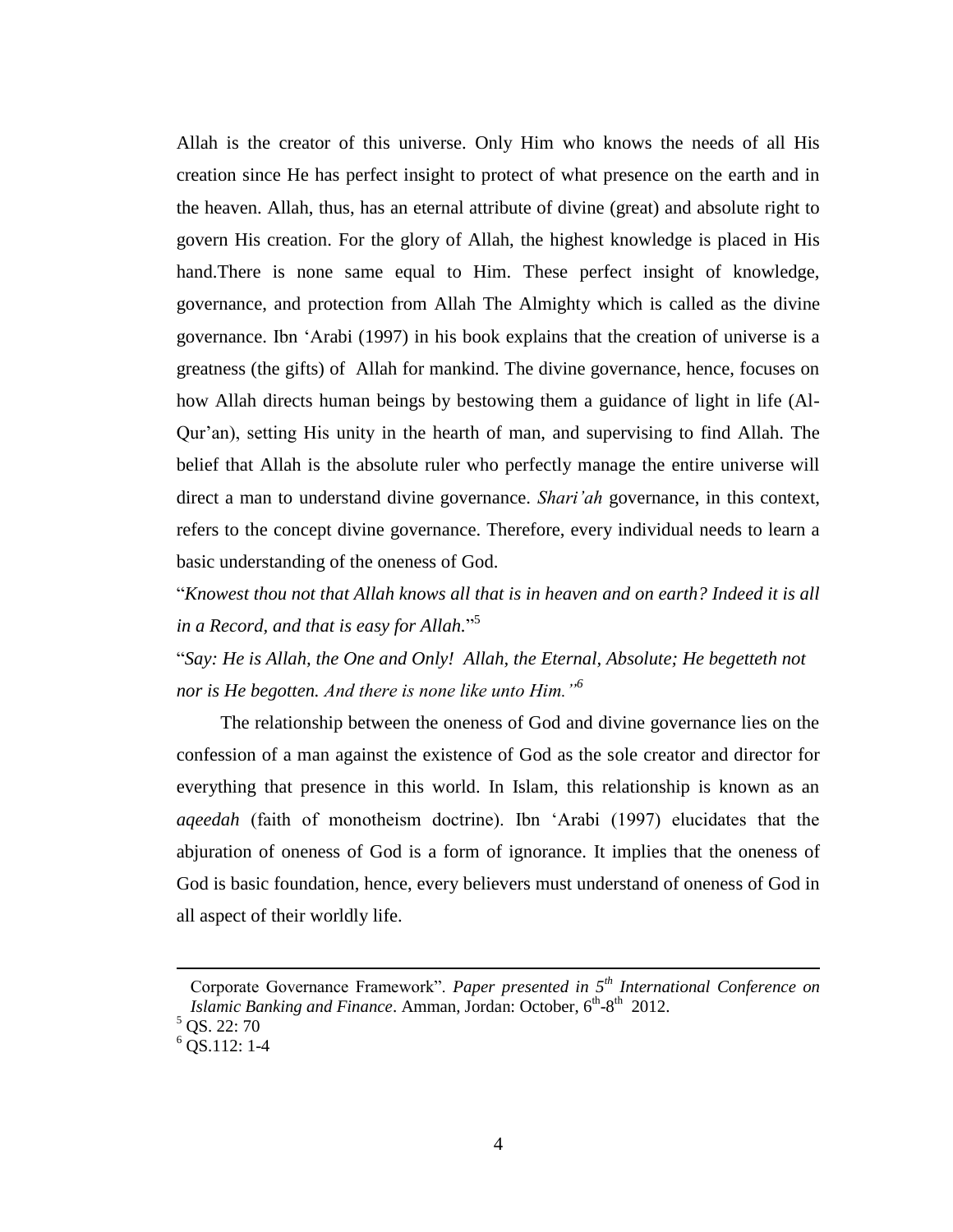Allah is the creator of this universe. Only Him who knows the needs of all His creation since He has perfect insight to protect of what presence on the earth and in the heaven. Allah, thus, has an eternal attribute of divine (great) and absolute right to govern His creation. For the glory of Allah, the highest knowledge is placed in His hand.There is none same equal to Him. These perfect insight of knowledge, governance, and protection from Allah The Almighty which is called as the divine governance. Ibn 'Arabi (1997) in his book explains that the creation of universe is a greatness (the gifts) of Allah for mankind. The divine governance, hence, focuses on how Allah directs human beings by bestowing them a guidance of light in life (Al-Qur'an), setting His unity in the hearth of man, and supervising to find Allah. The belief that Allah is the absolute ruler who perfectly manage the entire universe will direct a man to understand divine governance. *Shari'ah* governance, in this context, refers to the concept divine governance. Therefore, every individual needs to learn a basic understanding of the oneness of God.

"*Knowest thou not that Allah knows all that is in heaven and on earth? Indeed it is all in a Record, and that is easy for Allah.*"[5]

"*Say: He is Allah, the One and Only! Allah, the Eternal, Absolute; He begetteth not nor is He begotten. And there is none like unto Him.*"[6]

The relationship between the oneness of God and divine governance lies on the confession of a man against the existence of God as the sole creator and director for everything that presence in this world. In Islam, this relationship is known as an *aqeedah* (faith of monotheism doctrine). Ibn 'Arabi (1997) elucidates that the abjuration of oneness of God is a form of ignorance. It implies that the oneness of God is basic foundation, hence, every believers must understand of oneness of God in all aspect of their worldly life.

---

Corporate Governance Framework". *Paper presented in 5th International Conference on Islamic Banking and Finance*. Amman, Jordan: October, 6th-8th 2012.

[5] QS. 22: 70

[6] QS.112: 1-4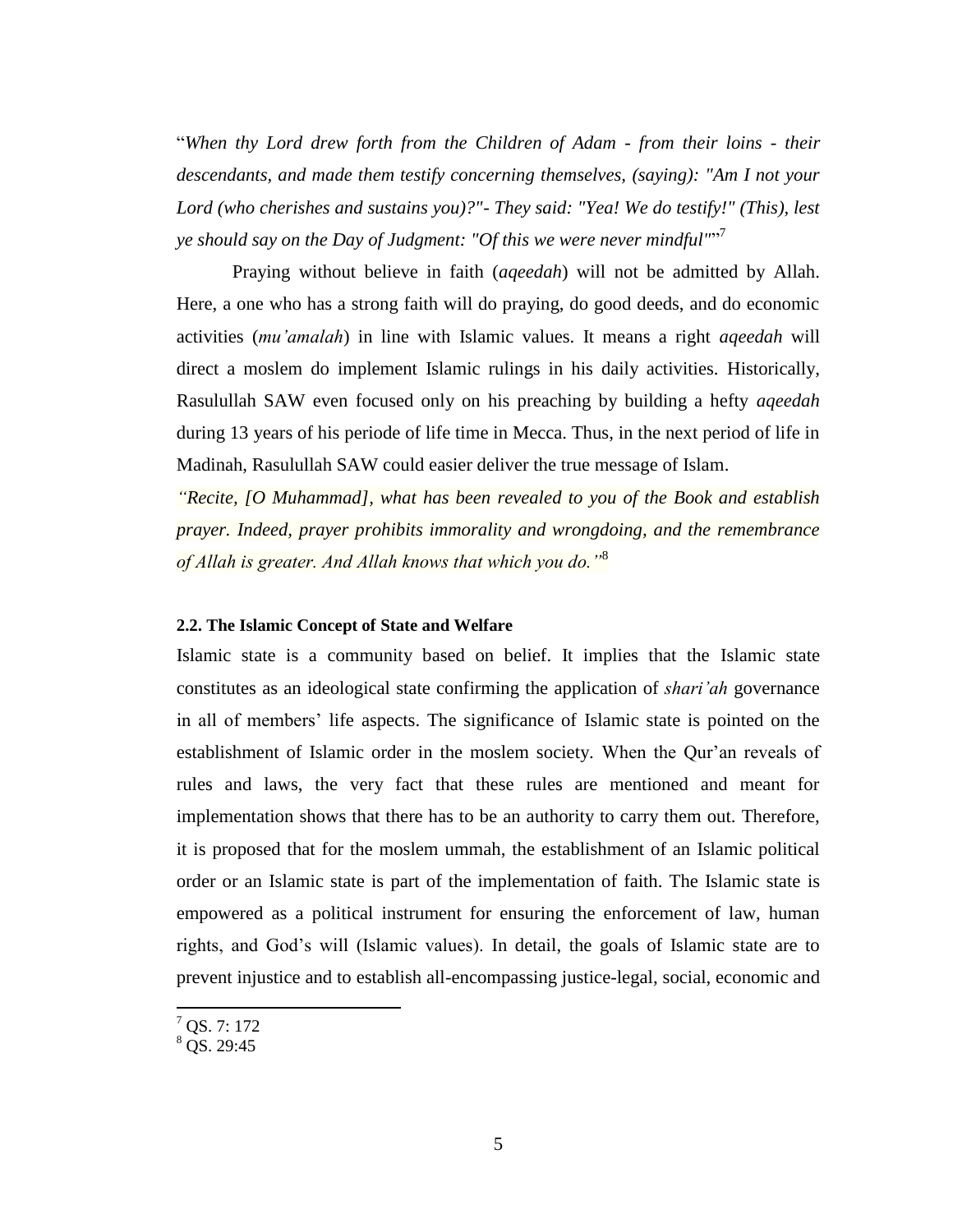"*When thy Lord drew forth from the Children of Adam - from their loins - their descendants, and made them testify concerning themselves, (saying): "Am I not your Lord (who cherishes and sustains you)?"- They said: "Yea! We do testify!" (This), lest ye should say on the Day of Judgment: "Of this we were never mindful"*"[7]

Praying without believe in faith (*aqeedah*) will not be admitted by Allah. Here, a one who has a strong faith will do praying, do good deeds, and do economic activities (*mu'amalah*) in line with Islamic values. It means a right *aqeedah* will direct a moslem do implement Islamic rulings in his daily activities. Historically, Rasulullah SAW even focused only on his preaching by building a hefty *aqeedah* during 13 years of his periode of life time in Mecca. Thus, in the next period of life in Madinah, Rasulullah SAW could easier deliver the true message of Islam.

*"Recite, [O Muhammad], what has been revealed to you of the Book and establish prayer. Indeed, prayer prohibits immorality and wrongdoing, and the remembrance of Allah is greater. And Allah knows that which you do."*[8]

### 2.2. The Islamic Concept of State and Welfare

Islamic state is a community based on belief. It implies that the Islamic state constitutes as an ideological state confirming the application of *shari'ah* governance in all of members' life aspects. The significance of Islamic state is pointed on the establishment of Islamic order in the moslem society. When the Qur'an reveals of rules and laws, the very fact that these rules are mentioned and meant for implementation shows that there has to be an authority to carry them out. Therefore, it is proposed that for the moslem ummah, the establishment of an Islamic political order or an Islamic state is part of the implementation of faith. The Islamic state is empowered as a political instrument for ensuring the enforcement of law, human rights, and God's will (Islamic values). In detail, the goals of Islamic state are to prevent injustice and to establish all-encompassing justice-legal, social, economic and

---

[7] QS. 7: 172

[8] QS. 29:45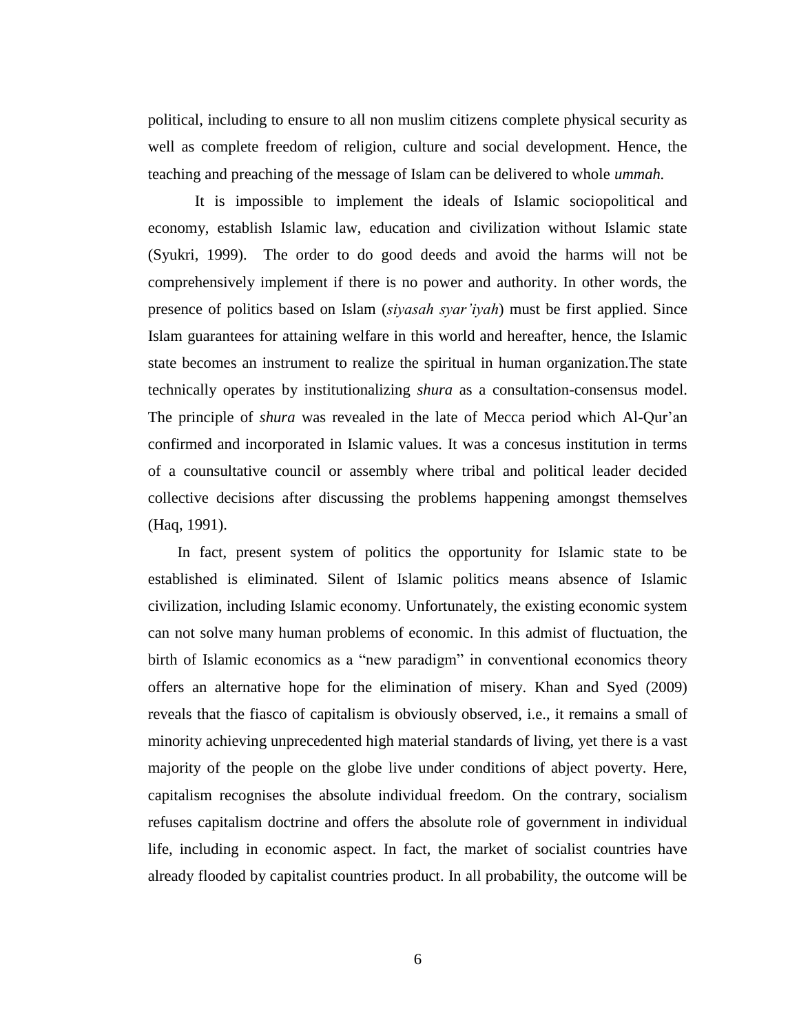political, including to ensure to all non muslim citizens complete physical security as well as complete freedom of religion, culture and social development. Hence, the teaching and preaching of the message of Islam can be delivered to whole *ummah.*

It is impossible to implement the ideals of Islamic sociopolitical and economy, establish Islamic law, education and civilization without Islamic state (Syukri, 1999). The order to do good deeds and avoid the harms will not be comprehensively implement if there is no power and authority. In other words, the presence of politics based on Islam (*siyasah syar'iyah*) must be first applied. Since Islam guarantees for attaining welfare in this world and hereafter, hence, the Islamic state becomes an instrument to realize the spiritual in human organization.The state technically operates by institutionalizing *shura* as a consultation-consensus model. The principle of *shura* was revealed in the late of Mecca period which Al-Qur'an confirmed and incorporated in Islamic values. It was a concesus institution in terms of a counsultative council or assembly where tribal and political leader decided collective decisions after discussing the problems happening amongst themselves (Haq, 1991).

In fact, present system of politics the opportunity for Islamic state to be established is eliminated. Silent of Islamic politics means absence of Islamic civilization, including Islamic economy. Unfortunately, the existing economic system can not solve many human problems of economic. In this admist of fluctuation, the birth of Islamic economics as a "new paradigm" in conventional economics theory offers an alternative hope for the elimination of misery. Khan and Syed (2009) reveals that the fiasco of capitalism is obviously observed, i.e., it remains a small of minority achieving unprecedented high material standards of living, yet there is a vast majority of the people on the globe live under conditions of abject poverty. Here, capitalism recognises the absolute individual freedom. On the contrary, socialism refuses capitalism doctrine and offers the absolute role of government in individual life, including in economic aspect. In fact, the market of socialist countries have already flooded by capitalist countries product. In all probability, the outcome will be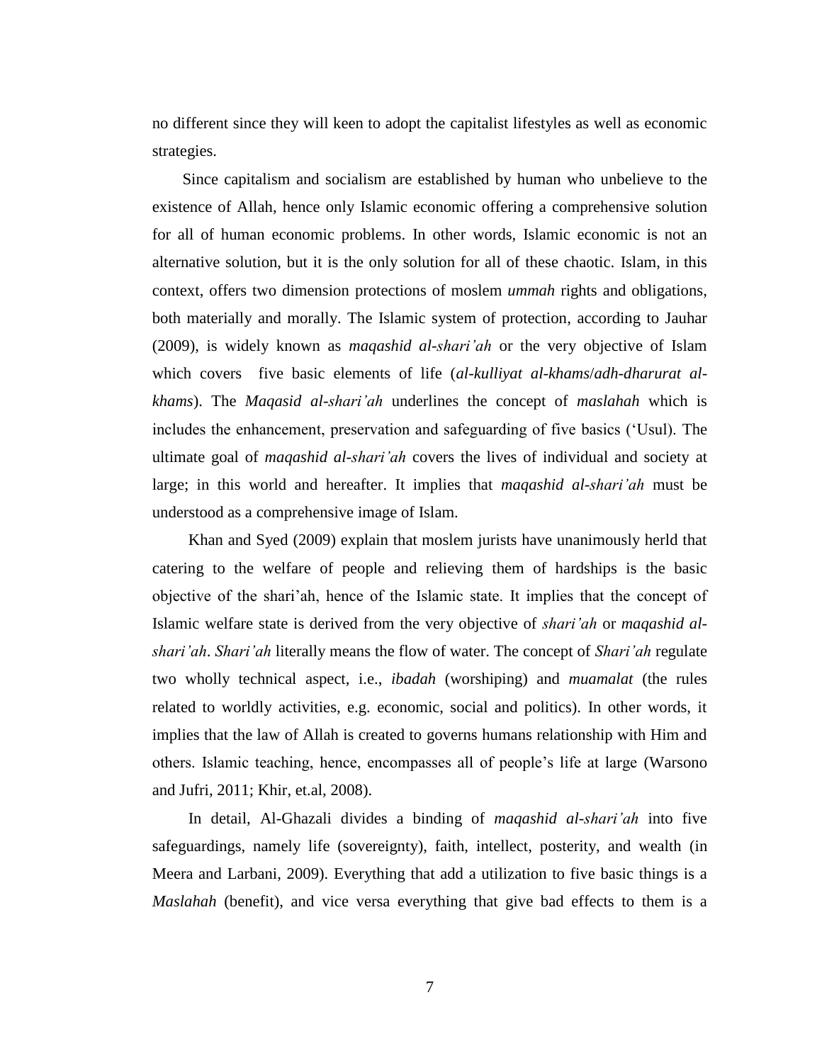no different since they will keen to adopt the capitalist lifestyles as well as economic strategies.

Since capitalism and socialism are established by human who unbelieve to the existence of Allah, hence only Islamic economic offering a comprehensive solution for all of human economic problems. In other words, Islamic economic is not an alternative solution, but it is the only solution for all of these chaotic. Islam, in this context, offers two dimension protections of moslem *ummah* rights and obligations, both materially and morally. The Islamic system of protection, according to Jauhar (2009), is widely known as *maqashid al-shari'ah* or the very objective of Islam which covers five basic elements of life (*al-kulliyat al-khams*/*adh-dharurat al-khams*). The *Maqasid al-shari'ah* underlines the concept of *maslahah* which is includes the enhancement, preservation and safeguarding of five basics ('Usul). The ultimate goal of *maqashid al-shari'ah* covers the lives of individual and society at large; in this world and hereafter. It implies that *maqashid al-shari'ah* must be understood as a comprehensive image of Islam.

Khan and Syed (2009) explain that moslem jurists have unanimously herld that catering to the welfare of people and relieving them of hardships is the basic objective of the shari'ah, hence of the Islamic state. It implies that the concept of Islamic welfare state is derived from the very objective of *shari'ah* or *maqashid al-shari'ah*. *Shari'ah* literally means the flow of water. The concept of *Shari'ah* regulate two wholly technical aspect, i.e., *ibadah* (worshiping) and *muamalat* (the rules related to worldly activities, e.g. economic, social and politics). In other words, it implies that the law of Allah is created to governs humans relationship with Him and others. Islamic teaching, hence, encompasses all of people's life at large (Warsono and Jufri, 2011; Khir, et.al, 2008).

In detail, Al-Ghazali divides a binding of *maqashid al-shari'ah* into five safeguardings, namely life (sovereignty), faith, intellect, posterity, and wealth (in Meera and Larbani, 2009). Everything that add a utilization to five basic things is a *Maslahah* (benefit), and vice versa everything that give bad effects to them is a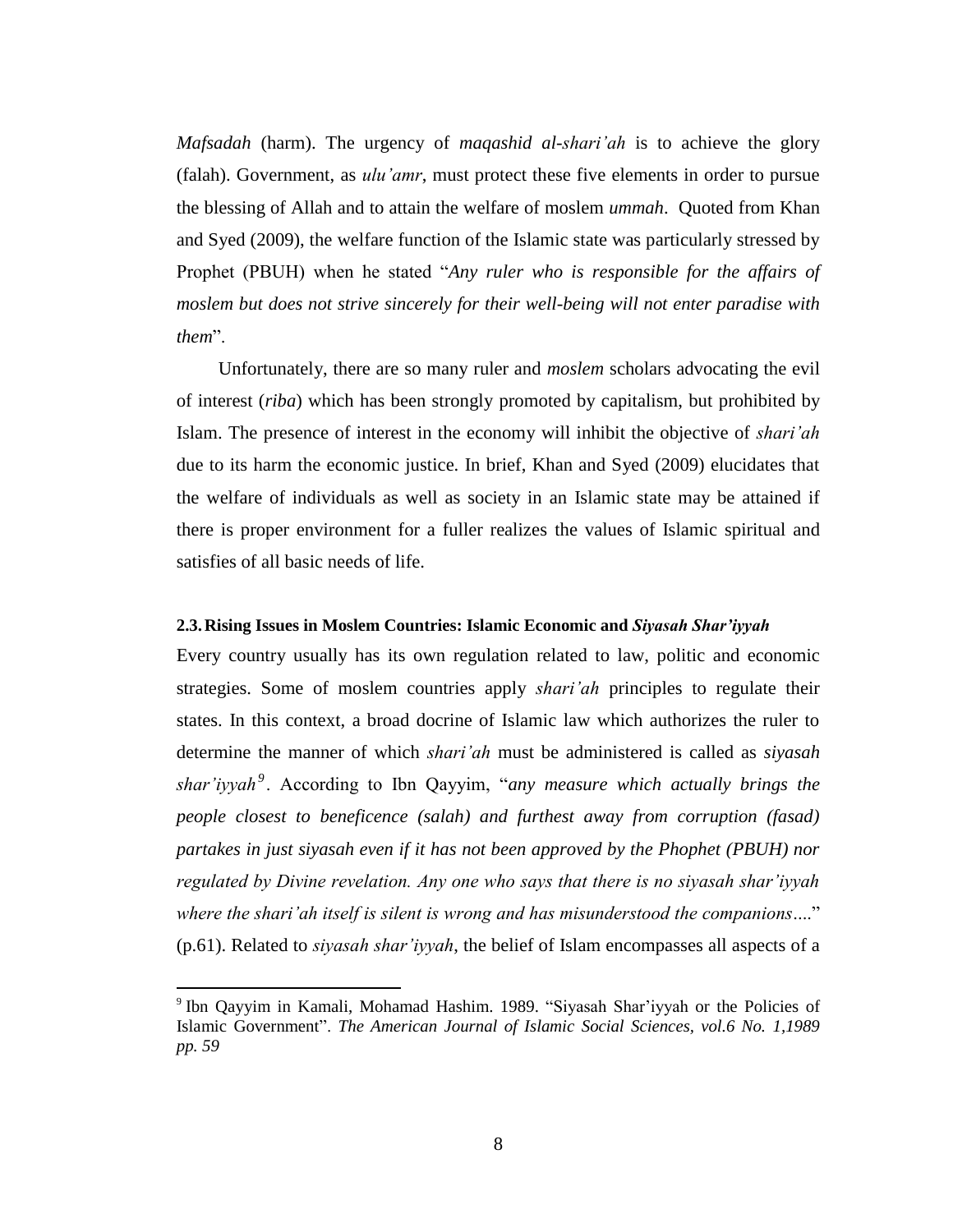*Mafsadah* (harm). The urgency of *maqashid al-shari'ah* is to achieve the glory (falah). Government, as *ulu'amr*, must protect these five elements in order to pursue the blessing of Allah and to attain the welfare of moslem *ummah*. Quoted from Khan and Syed (2009), the welfare function of the Islamic state was particularly stressed by Prophet (PBUH) when he stated "*Any ruler who is responsible for the affairs of moslem but does not strive sincerely for their well-being will not enter paradise with them*".

Unfortunately, there are so many ruler and *moslem* scholars advocating the evil of interest (*riba*) which has been strongly promoted by capitalism, but prohibited by Islam. The presence of interest in the economy will inhibit the objective of *shari'ah* due to its harm the economic justice. In brief, Khan and Syed (2009) elucidates that the welfare of individuals as well as society in an Islamic state may be attained if there is proper environment for a fuller realizes the values of Islamic spiritual and satisfies of all basic needs of life.

### 2.3. Rising Issues in Moslem Countries: Islamic Economic and *Siyasah Shar'iyyah*

Every country usually has its own regulation related to law, politic and economic strategies. Some of moslem countries apply *shari'ah* principles to regulate their states. In this context, a broad docrine of Islamic law which authorizes the ruler to determine the manner of which *shari'ah* must be administered is called as *siyasah shar'iyyah*[9]. According to Ibn Qayyim, "*any measure which actually brings the people closest to beneficence (salah) and furthest away from corruption (fasad) partakes in just siyasah even if it has not been approved by the Phophet (PBUH) nor regulated by Divine revelation. Any one who says that there is no siyasah shar'iyyah where the shari'ah itself is silent is wrong and has misunderstood the companions*…." (p.61). Related to *siyasah shar'iyyah*, the belief of Islam encompasses all aspects of a

---

[9] Ibn Qayyim in Kamali, Mohamad Hashim. 1989. "Siyasah Shar'iyyah or the Policies of Islamic Government". *The American Journal of Islamic Social Sciences, vol.6 No. 1,1989 pp. 59*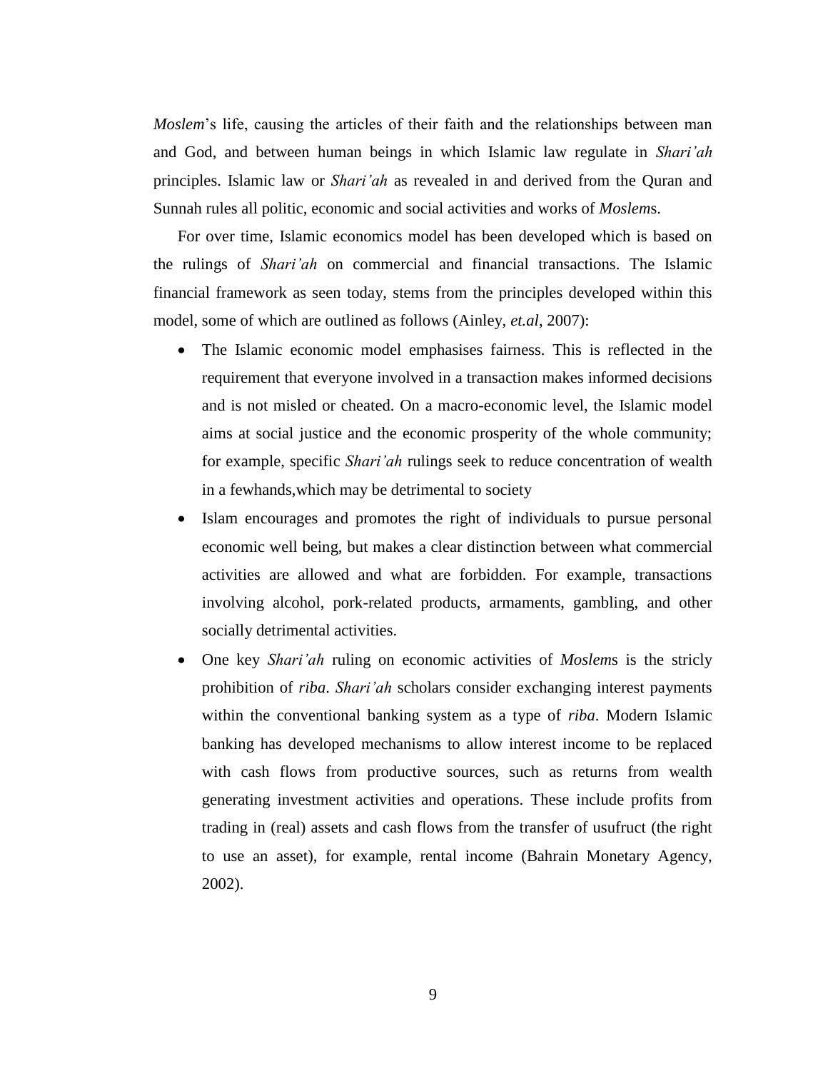*Moslem*'s life, causing the articles of their faith and the relationships between man and God, and between human beings in which Islamic law regulate in *Shari'ah* principles. Islamic law or *Shari'ah* as revealed in and derived from the Quran and Sunnah rules all politic, economic and social activities and works of *Moslem*s.

For over time, Islamic economics model has been developed which is based on the rulings of *Shari'ah* on commercial and financial transactions. The Islamic financial framework as seen today, stems from the principles developed within this model, some of which are outlined as follows (Ainley, *et.al*, 2007):

- The Islamic economic model emphasises fairness. This is reflected in the requirement that everyone involved in a transaction makes informed decisions and is not misled or cheated. On a macro-economic level, the Islamic model aims at social justice and the economic prosperity of the whole community; for example, specific *Shari'ah* rulings seek to reduce concentration of wealth in a fewhands,which may be detrimental to society
- Islam encourages and promotes the right of individuals to pursue personal economic well being, but makes a clear distinction between what commercial activities are allowed and what are forbidden. For example, transactions involving alcohol, pork-related products, armaments, gambling, and other socially detrimental activities.
- One key *Shari'ah* ruling on economic activities of *Moslem*s is the stricly prohibition of *riba*. *Shari'ah* scholars consider exchanging interest payments within the conventional banking system as a type of *riba*. Modern Islamic banking has developed mechanisms to allow interest income to be replaced with cash flows from productive sources, such as returns from wealth generating investment activities and operations. These include profits from trading in (real) assets and cash flows from the transfer of usufruct (the right to use an asset), for example, rental income (Bahrain Monetary Agency, 2002).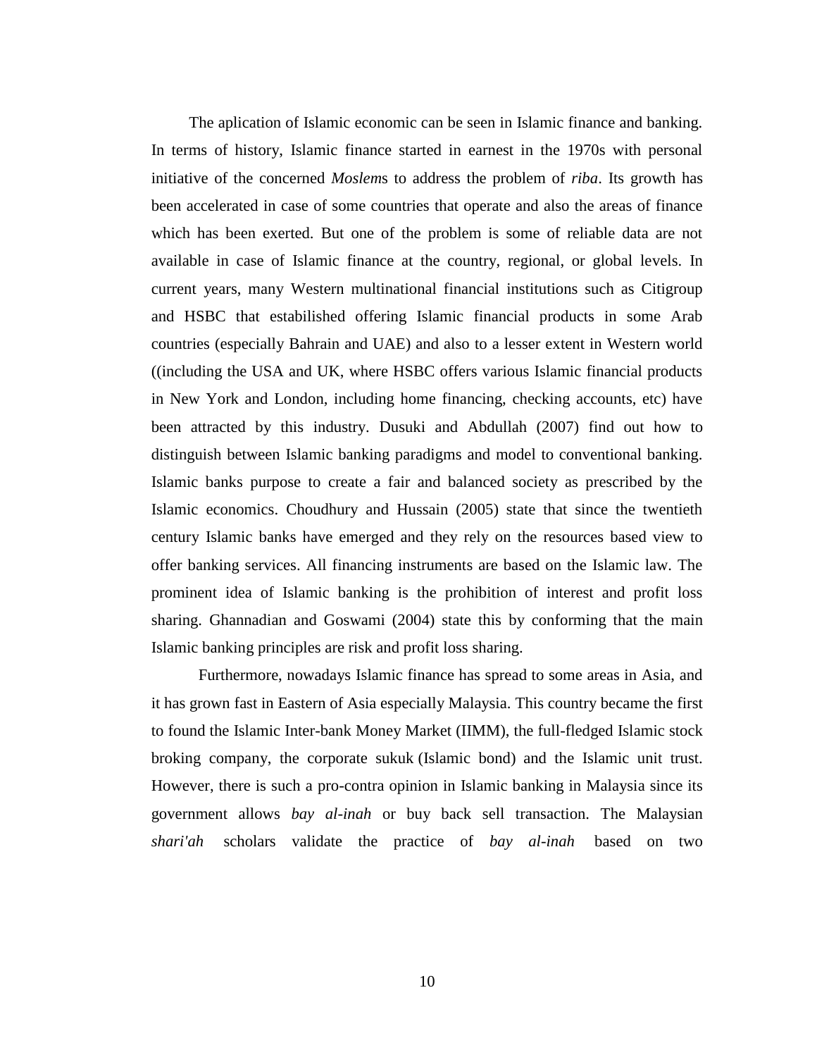The aplication of Islamic economic can be seen in Islamic finance and banking. In terms of history, Islamic finance started in earnest in the 1970s with personal initiative of the concerned *Moslem*s to address the problem of *riba*. Its growth has been accelerated in case of some countries that operate and also the areas of finance which has been exerted. But one of the problem is some of reliable data are not available in case of Islamic finance at the country, regional, or global levels. In current years, many Western multinational financial institutions such as Citigroup and HSBC that estabilished offering Islamic financial products in some Arab countries (especially Bahrain and UAE) and also to a lesser extent in Western world ((including the USA and UK, where HSBC offers various Islamic financial products in New York and London, including home financing, checking accounts, etc) have been attracted by this industry. Dusuki and Abdullah (2007) find out how to distinguish between Islamic banking paradigms and model to conventional banking. Islamic banks purpose to create a fair and balanced society as prescribed by the Islamic economics. Choudhury and Hussain (2005) state that since the twentieth century Islamic banks have emerged and they rely on the resources based view to offer banking services. All financing instruments are based on the Islamic law. The prominent idea of Islamic banking is the prohibition of interest and profit loss sharing. Ghannadian and Goswami (2004) state this by conforming that the main Islamic banking principles are risk and profit loss sharing.

Furthermore, nowadays Islamic finance has spread to some areas in Asia, and it has grown fast in Eastern of Asia especially Malaysia. This country became the first to found the Islamic Inter-bank Money Market (IIMM), the full-fledged Islamic stock broking company, the corporate sukuk (Islamic bond) and the Islamic unit trust. However, there is such a pro-contra opinion in Islamic banking in Malaysia since its government allows *bay al-inah* or buy back sell transaction. The Malaysian *shari'ah* scholars validate the practice of *bay al-inah* based on two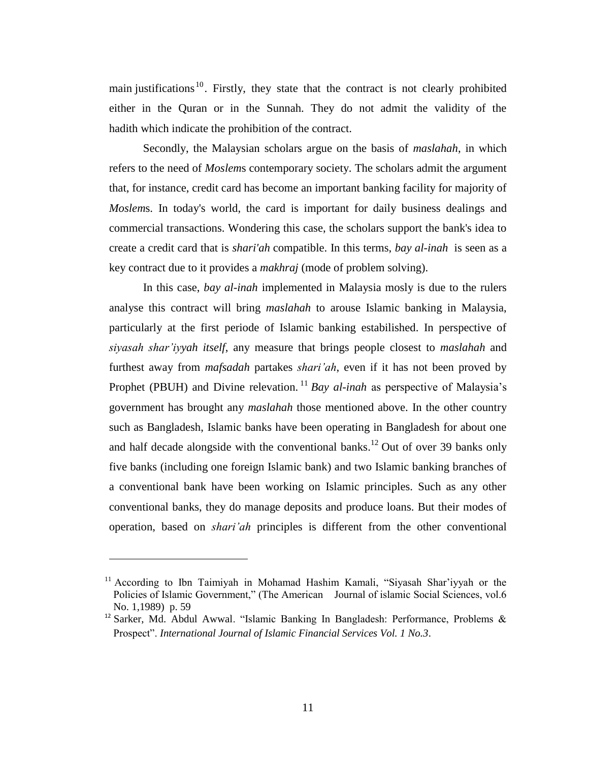main justifications[10]. Firstly, they state that the contract is not clearly prohibited either in the Quran or in the Sunnah. They do not admit the validity of the hadith which indicate the prohibition of the contract.

Secondly, the Malaysian scholars argue on the basis of *maslahah*, in which refers to the need of *Moslem*s contemporary society. The scholars admit the argument that, for instance, credit card has become an important banking facility for majority of *Moslem*s. In today's world, the card is important for daily business dealings and commercial transactions. Wondering this case, the scholars support the bank's idea to create a credit card that is *shari'ah* compatible. In this terms, *bay al-inah* is seen as a key contract due to it provides a *makhraj* (mode of problem solving).

In this case, *bay al-inah* implemented in Malaysia mosly is due to the rulers analyse this contract will bring *maslahah* to arouse Islamic banking in Malaysia, particularly at the first periode of Islamic banking estabilished. In perspective of *siyasah shar'iyyah itself*, any measure that brings people closest to *maslahah* and furthest away from *mafsadah* partakes *shari'ah*, even if it has not been proved by Prophet (PBUH) and Divine relevation.[11] *Bay al-inah* as perspective of Malaysia's government has brought any *maslahah* those mentioned above. In the other country such as Bangladesh, Islamic banks have been operating in Bangladesh for about one and half decade alongside with the conventional banks.[12] Out of over 39 banks only five banks (including one foreign Islamic bank) and two Islamic banking branches of a conventional bank have been working on Islamic principles. Such as any other conventional banks, they do manage deposits and produce loans. But their modes of operation, based on *shari'ah* principles is different from the other conventional

---

[11] According to Ibn Taimiyah in Mohamad Hashim Kamali, "Siyasah Shar'iyyah or the Policies of Islamic Government," (The American Journal of islamic Social Sciences, vol.6 No. 1,1989) p. 59

[12] Sarker, Md. Abdul Awwal. "Islamic Banking In Bangladesh: Performance, Problems & Prospect". *International Journal of Islamic Financial Services Vol. 1 No.3*.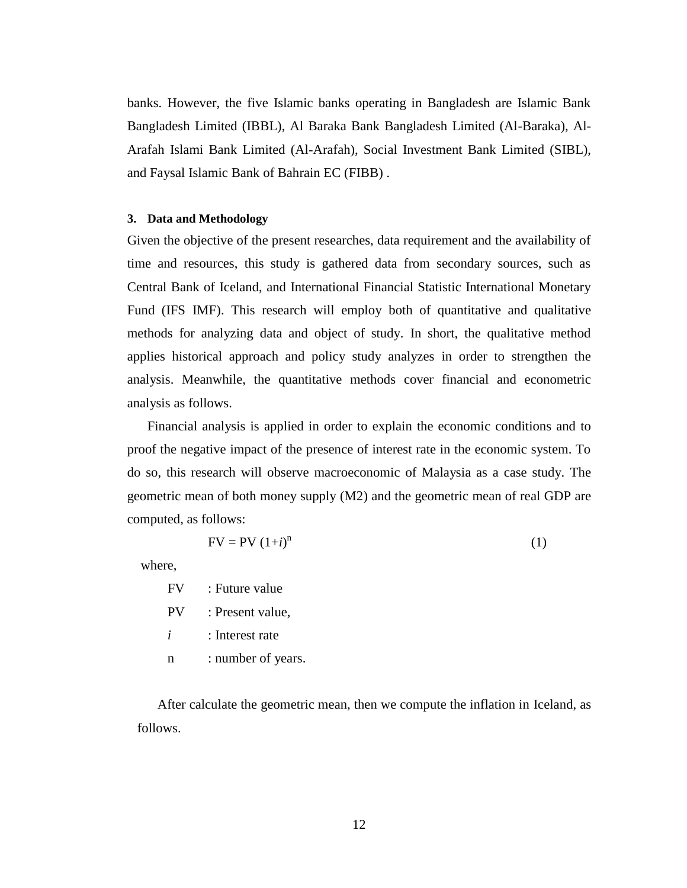banks. However, the five Islamic banks operating in Bangladesh are Islamic Bank Bangladesh Limited (IBBL), Al Baraka Bank Bangladesh Limited (Al-Baraka), Al-Arafah Islami Bank Limited (Al-Arafah), Social Investment Bank Limited (SIBL), and Faysal Islamic Bank of Bahrain EC (FIBB) .

## 3. Data and Methodology

Given the objective of the present researches, data requirement and the availability of time and resources, this study is gathered data from secondary sources, such as Central Bank of Iceland, and International Financial Statistic International Monetary Fund (IFS IMF). This research will employ both of quantitative and qualitative methods for analyzing data and object of study. In short, the qualitative method applies historical approach and policy study analyzes in order to strengthen the analysis. Meanwhile, the quantitative methods cover financial and econometric analysis as follows.

Financial analysis is applied in order to explain the economic conditions and to proof the negative impact of the presence of interest rate in the economic system. To do so, this research will observe macroeconomic of Malaysia as a case study. The geometric mean of both money supply (M2) and the geometric mean of real GDP are computed, as follows:

$$FV = PV\,(1+i)^{n} \qquad (1)$$

where,

FV : Future value

PV : Present value,

$i$ : Interest rate

n : number of years.

After calculate the geometric mean, then we compute the inflation in Iceland, as follows.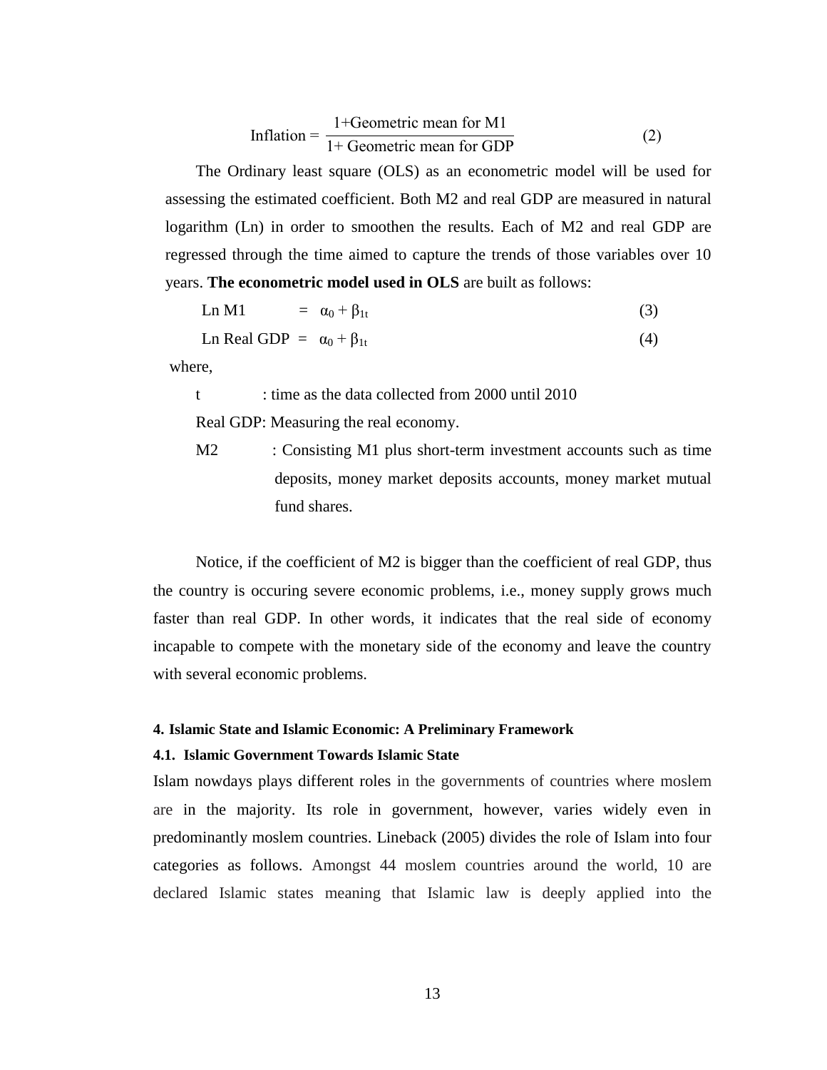$$\text{Inflation} = \frac{1\text{+Geometric mean for M1}}{1\text{+ Geometric mean for GDP}} \tag{2}$$

The Ordinary least square (OLS) as an econometric model will be used for assessing the estimated coefficient. Both M2 and real GDP are measured in natural logarithm (Ln) in order to smoothen the results. Each of M2 and real GDP are regressed through the time aimed to capture the trends of those variables over 10 years. **The econometric model used in OLS** are built as follows:

$$\text{Ln M1} = \alpha_0 + \beta_{1t} \tag{3}$$

$$\text{Ln Real GDP} = \alpha_0 + \beta_{1t} \tag{4}$$

where,

t : time as the data collected from 2000 until 2010

Real GDP: Measuring the real economy.

M2 : Consisting M1 plus short-term investment accounts such as time deposits, money market deposits accounts, money market mutual fund shares.

Notice, if the coefficient of M2 is bigger than the coefficient of real GDP, thus the country is occuring severe economic problems, i.e., money supply grows much faster than real GDP. In other words, it indicates that the real side of economy incapable to compete with the monetary side of the economy and leave the country with several economic problems.

#### 4. Islamic State and Islamic Economic: A Preliminary Framework

#### 4.1. Islamic Government Towards Islamic State

Islam nowdays plays different roles in the governments of countries where moslem are in the majority. Its role in government, however, varies widely even in predominantly moslem countries. Lineback (2005) divides the role of Islam into four categories as follows. Amongst 44 moslem countries around the world, 10 are declared Islamic states meaning that Islamic law is deeply applied into the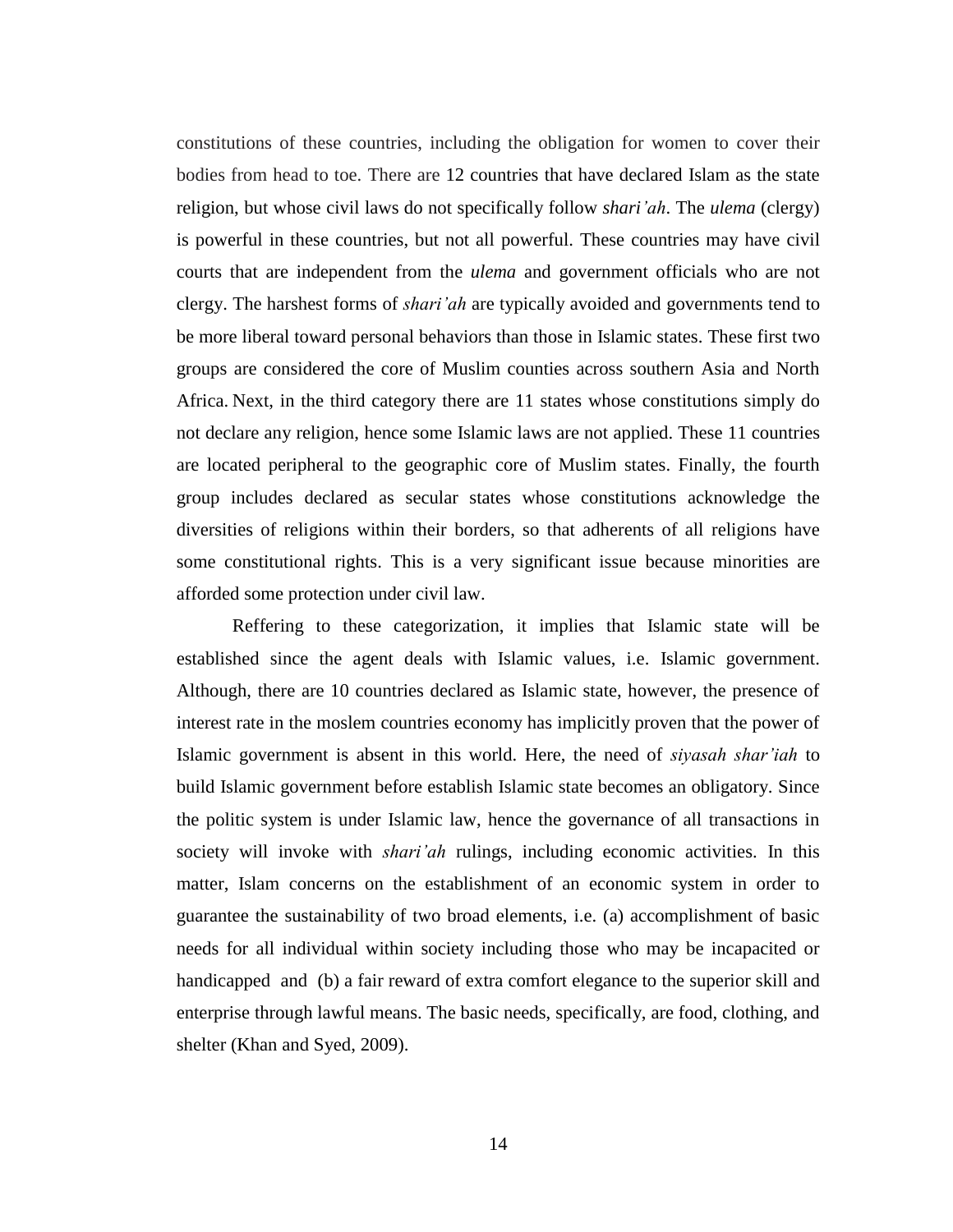constitutions of these countries, including the obligation for women to cover their bodies from head to toe. There are 12 countries that have declared Islam as the state religion, but whose civil laws do not specifically follow *shari'ah*. The *ulema* (clergy) is powerful in these countries, but not all powerful. These countries may have civil courts that are independent from the *ulema* and government officials who are not clergy. The harshest forms of *shari'ah* are typically avoided and governments tend to be more liberal toward personal behaviors than those in Islamic states. These first two groups are considered the core of Muslim counties across southern Asia and North Africa. Next, in the third category there are 11 states whose constitutions simply do not declare any religion, hence some Islamic laws are not applied. These 11 countries are located peripheral to the geographic core of Muslim states. Finally, the fourth group includes declared as secular states whose constitutions acknowledge the diversities of religions within their borders, so that adherents of all religions have some constitutional rights. This is a very significant issue because minorities are afforded some protection under civil law.

Reffering to these categorization, it implies that Islamic state will be established since the agent deals with Islamic values, i.e. Islamic government. Although, there are 10 countries declared as Islamic state, however, the presence of interest rate in the moslem countries economy has implicitly proven that the power of Islamic government is absent in this world. Here, the need of *siyasah shar'iah* to build Islamic government before establish Islamic state becomes an obligatory. Since the politic system is under Islamic law, hence the governance of all transactions in society will invoke with *shari'ah* rulings, including economic activities. In this matter, Islam concerns on the establishment of an economic system in order to guarantee the sustainability of two broad elements, i.e. (a) accomplishment of basic needs for all individual within society including those who may be incapacited or handicapped and (b) a fair reward of extra comfort elegance to the superior skill and enterprise through lawful means. The basic needs, specifically, are food, clothing, and shelter (Khan and Syed, 2009).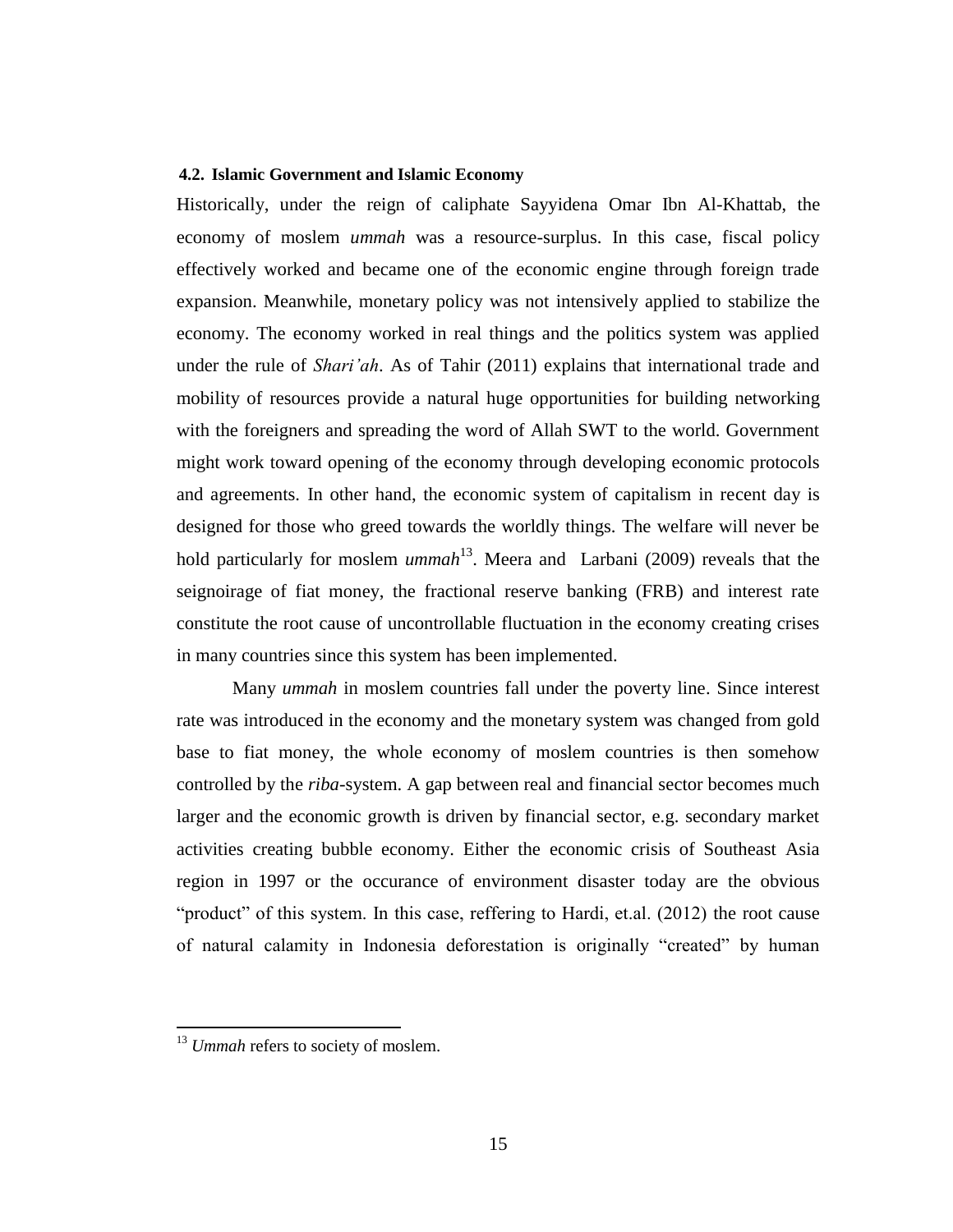### 4.2. Islamic Government and Islamic Economy

Historically, under the reign of caliphate Sayyidena Omar Ibn Al-Khattab, the economy of moslem *ummah* was a resource-surplus. In this case, fiscal policy effectively worked and became one of the economic engine through foreign trade expansion. Meanwhile, monetary policy was not intensively applied to stabilize the economy. The economy worked in real things and the politics system was applied under the rule of *Shari'ah*. As of Tahir (2011) explains that international trade and mobility of resources provide a natural huge opportunities for building networking with the foreigners and spreading the word of Allah SWT to the world. Government might work toward opening of the economy through developing economic protocols and agreements. In other hand, the economic system of capitalism in recent day is designed for those who greed towards the worldly things. The welfare will never be hold particularly for moslem *ummah*[13]. Meera and Larbani (2009) reveals that the seignoirage of fiat money, the fractional reserve banking (FRB) and interest rate constitute the root cause of uncontrollable fluctuation in the economy creating crises in many countries since this system has been implemented.

Many *ummah* in moslem countries fall under the poverty line. Since interest rate was introduced in the economy and the monetary system was changed from gold base to fiat money, the whole economy of moslem countries is then somehow controlled by the *riba*-system. A gap between real and financial sector becomes much larger and the economic growth is driven by financial sector, e.g. secondary market activities creating bubble economy. Either the economic crisis of Southeast Asia region in 1997 or the occurance of environment disaster today are the obvious "product" of this system. In this case, reffering to Hardi, et.al. (2012) the root cause of natural calamity in Indonesia deforestation is originally "created" by human

[13] *Ummah* refers to society of moslem.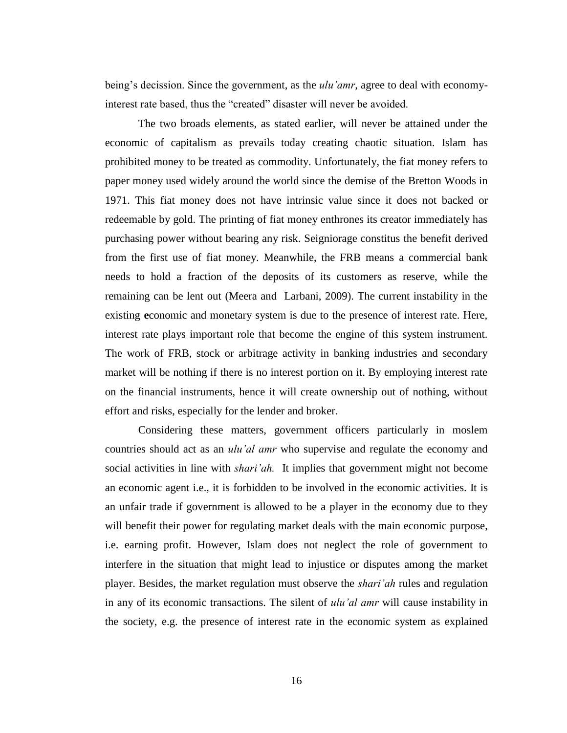being's decission. Since the government, as the *ulu'amr*, agree to deal with economy-interest rate based, thus the "created" disaster will never be avoided.

The two broads elements, as stated earlier, will never be attained under the economic of capitalism as prevails today creating chaotic situation. Islam has prohibited money to be treated as commodity. Unfortunately, the fiat money refers to paper money used widely around the world since the demise of the Bretton Woods in 1971. This fiat money does not have intrinsic value since it does not backed or redeemable by gold. The printing of fiat money enthrones its creator immediately has purchasing power without bearing any risk. Seigniorage constitus the benefit derived from the first use of fiat money. Meanwhile, the FRB means a commercial bank needs to hold a fraction of the deposits of its customers as reserve, while the remaining can be lent out (Meera and Larbani, 2009). The current instability in the existing **e**conomic and monetary system is due to the presence of interest rate. Here, interest rate plays important role that become the engine of this system instrument. The work of FRB, stock or arbitrage activity in banking industries and secondary market will be nothing if there is no interest portion on it. By employing interest rate on the financial instruments, hence it will create ownership out of nothing, without effort and risks, especially for the lender and broker.

Considering these matters, government officers particularly in moslem countries should act as an *ulu'al amr* who supervise and regulate the economy and social activities in line with *shari'ah.* It implies that government might not become an economic agent i.e., it is forbidden to be involved in the economic activities. It is an unfair trade if government is allowed to be a player in the economy due to they will benefit their power for regulating market deals with the main economic purpose, i.e. earning profit. However, Islam does not neglect the role of government to interfere in the situation that might lead to injustice or disputes among the market player. Besides, the market regulation must observe the *shari'ah* rules and regulation in any of its economic transactions. The silent of *ulu'al amr* will cause instability in the society, e.g. the presence of interest rate in the economic system as explained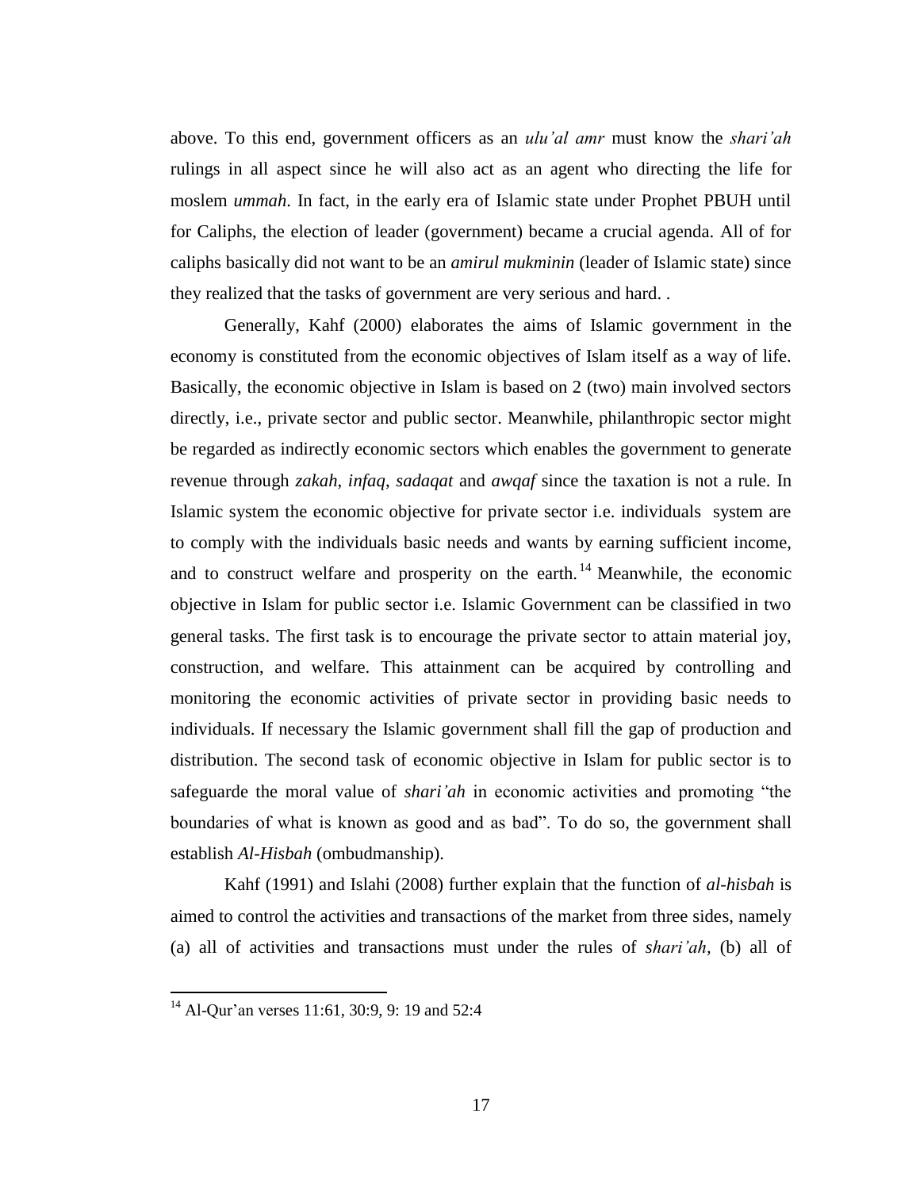above. To this end, government officers as an *ulu'al amr* must know the *shari'ah* rulings in all aspect since he will also act as an agent who directing the life for moslem *ummah*. In fact, in the early era of Islamic state under Prophet PBUH until for Caliphs, the election of leader (government) became a crucial agenda. All of for caliphs basically did not want to be an *amirul mukminin* (leader of Islamic state) since they realized that the tasks of government are very serious and hard. .

Generally, Kahf (2000) elaborates the aims of Islamic government in the economy is constituted from the economic objectives of Islam itself as a way of life. Basically, the economic objective in Islam is based on 2 (two) main involved sectors directly, i.e., private sector and public sector. Meanwhile, philanthropic sector might be regarded as indirectly economic sectors which enables the government to generate revenue through *zakah*, *infaq*, *sadaqat* and *awqaf* since the taxation is not a rule. In Islamic system the economic objective for private sector i.e. individuals system are to comply with the individuals basic needs and wants by earning sufficient income, and to construct welfare and prosperity on the earth.[14] Meanwhile, the economic objective in Islam for public sector i.e. Islamic Government can be classified in two general tasks. The first task is to encourage the private sector to attain material joy, construction, and welfare. This attainment can be acquired by controlling and monitoring the economic activities of private sector in providing basic needs to individuals. If necessary the Islamic government shall fill the gap of production and distribution. The second task of economic objective in Islam for public sector is to safeguarde the moral value of *shari'ah* in economic activities and promoting "the boundaries of what is known as good and as bad". To do so, the government shall establish *Al-Hisbah* (ombudmanship).

Kahf (1991) and Islahi (2008) further explain that the function of *al-hisbah* is aimed to control the activities and transactions of the market from three sides, namely (a) all of activities and transactions must under the rules of *shari'ah*, (b) all of

[14] Al-Qur'an verses 11:61, 30:9, 9: 19 and 52:4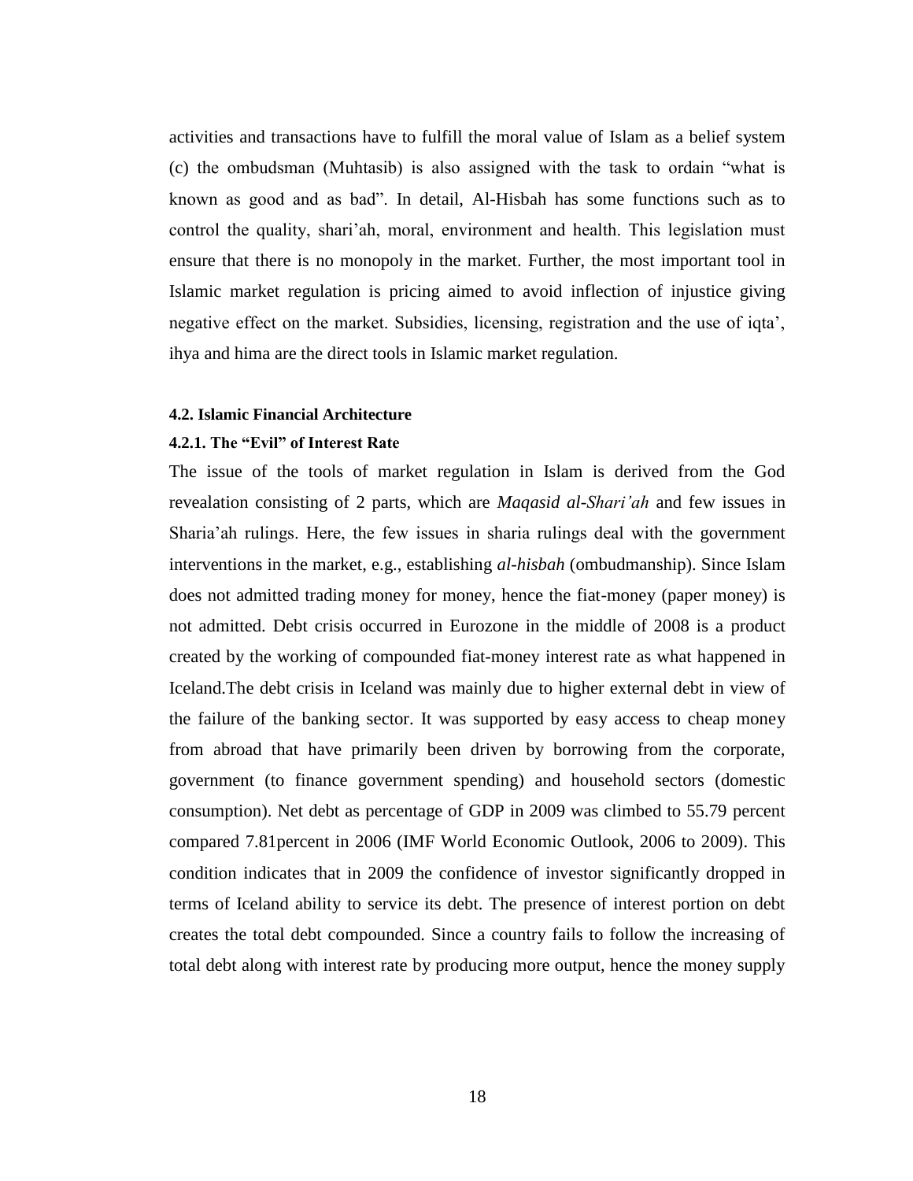activities and transactions have to fulfill the moral value of Islam as a belief system (c) the ombudsman (Muhtasib) is also assigned with the task to ordain "what is known as good and as bad". In detail, Al-Hisbah has some functions such as to control the quality, shari'ah, moral, environment and health. This legislation must ensure that there is no monopoly in the market. Further, the most important tool in Islamic market regulation is pricing aimed to avoid inflection of injustice giving negative effect on the market. Subsidies, licensing, registration and the use of iqta', ihya and hima are the direct tools in Islamic market regulation.

#### 4.2. Islamic Financial Architecture

##### 4.2.1. The "Evil" of Interest Rate

The issue of the tools of market regulation in Islam is derived from the God revealation consisting of 2 parts, which are *Maqasid al-Shari'ah* and few issues in Sharia'ah rulings. Here, the few issues in sharia rulings deal with the government interventions in the market, e.g., establishing *al-hisbah* (ombudmanship). Since Islam does not admitted trading money for money, hence the fiat-money (paper money) is not admitted. Debt crisis occurred in Eurozone in the middle of 2008 is a product created by the working of compounded fiat-money interest rate as what happened in Iceland.The debt crisis in Iceland was mainly due to higher external debt in view of the failure of the banking sector. It was supported by easy access to cheap money from abroad that have primarily been driven by borrowing from the corporate, government (to finance government spending) and household sectors (domestic consumption). Net debt as percentage of GDP in 2009 was climbed to 55.79 percent compared 7.81percent in 2006 (IMF World Economic Outlook, 2006 to 2009). This condition indicates that in 2009 the confidence of investor significantly dropped in terms of Iceland ability to service its debt. The presence of interest portion on debt creates the total debt compounded. Since a country fails to follow the increasing of total debt along with interest rate by producing more output, hence the money supply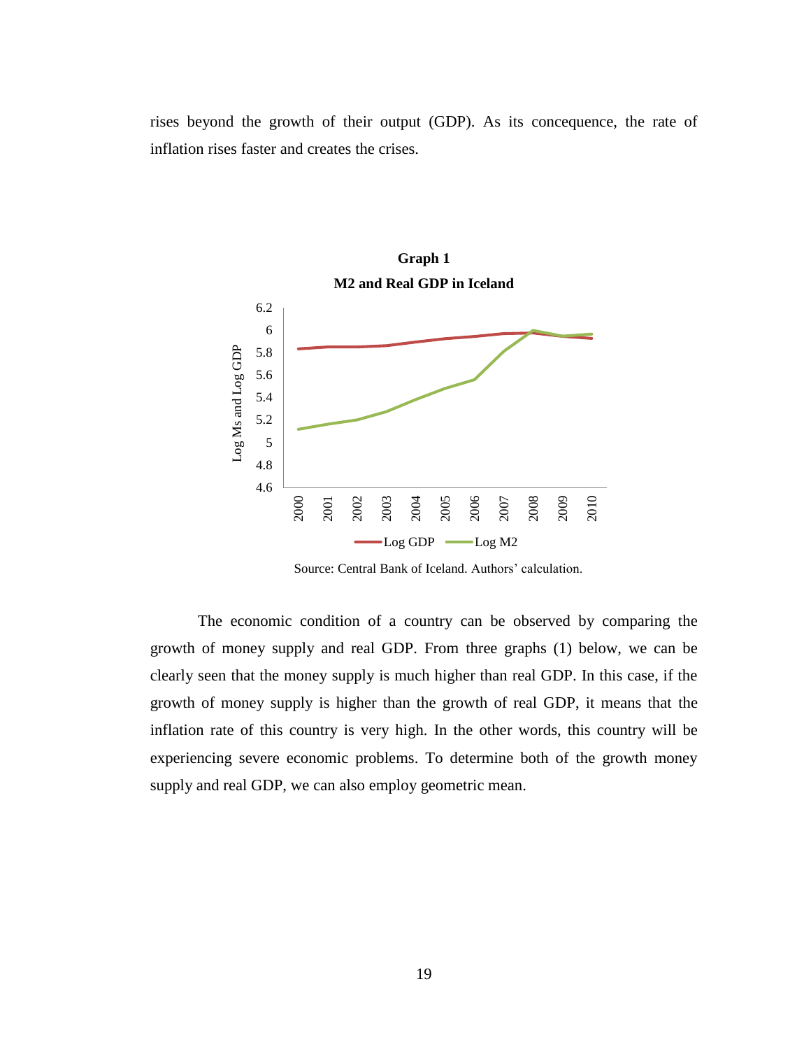rises beyond the growth of their output (GDP). As its concequence, the rate of inflation rises faster and creates the crises.

**Graph 1**

**M2 and Real GDP in Iceland**

Source: Central Bank of Iceland. Authors' calculation.

The economic condition of a country can be observed by comparing the growth of money supply and real GDP. From three graphs (1) below, we can be clearly seen that the money supply is much higher than real GDP. In this case, if the growth of money supply is higher than the growth of real GDP, it means that the inflation rate of this country is very high. In the other words, this country will be experiencing severe economic problems. To determine both of the growth money supply and real GDP, we can also employ geometric mean.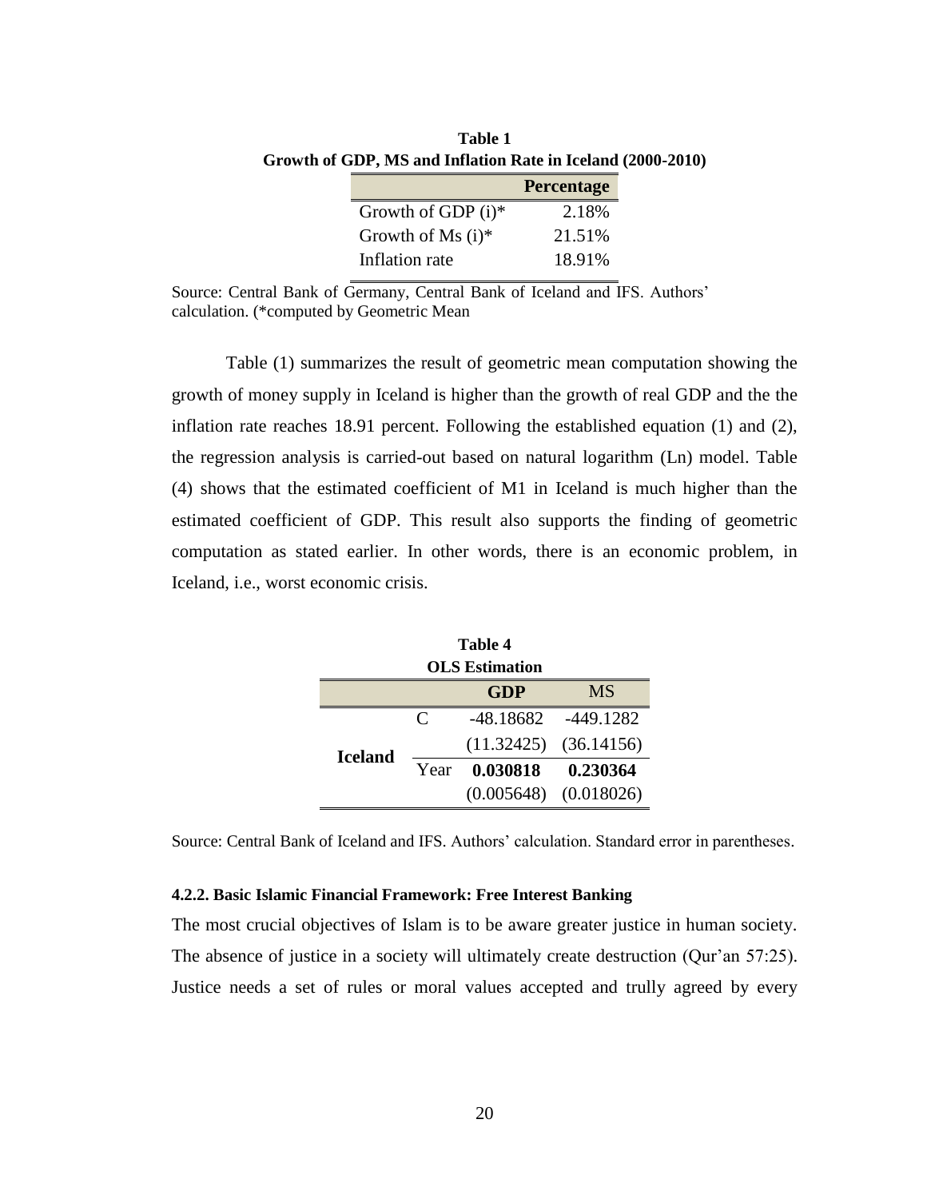**Table 1**
**Growth of GDP, MS and Inflation Rate in Iceland (2000-2010)**

| | Percentage |
|---|---|
| Growth of GDP (i)* | 2.18% |
| Growth of Ms (i)* | 21.51% |
| Inflation rate | 18.91% |

Source: Central Bank of Germany, Central Bank of Iceland and IFS. Authors' calculation. (*computed by Geometric Mean

Table (1) summarizes the result of geometric mean computation showing the growth of money supply in Iceland is higher than the growth of real GDP and the the inflation rate reaches 18.91 percent. Following the established equation (1) and (2), the regression analysis is carried-out based on natural logarithm (Ln) model. Table (4) shows that the estimated coefficient of M1 in Iceland is much higher than the estimated coefficient of GDP. This result also supports the finding of geometric computation as stated earlier. In other words, there is an economic problem, in Iceland, i.e., worst economic crisis.

**Table 4**
**OLS Estimation**

| | | GDP | MS |
|---|---|---|---|
| Iceland | C | -48.18682 | -449.1282 |
| | | (11.32425) | (36.14156) |
| | Year | **0.030818** | **0.230364** |
| | | (0.005648) | (0.018026) |

Source: Central Bank of Iceland and IFS. Authors' calculation. Standard error in parentheses.

#### 4.2.2. Basic Islamic Financial Framework: Free Interest Banking

The most crucial objectives of Islam is to be aware greater justice in human society. The absence of justice in a society will ultimately create destruction (Qur'an 57:25). Justice needs a set of rules or moral values accepted and trully agreed by every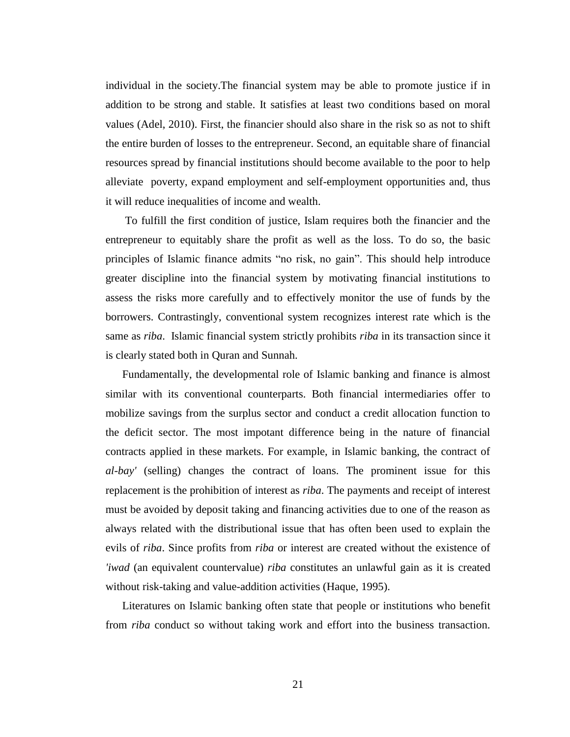individual in the society.The financial system may be able to promote justice if in addition to be strong and stable. It satisfies at least two conditions based on moral values (Adel, 2010). First, the financier should also share in the risk so as not to shift the entire burden of losses to the entrepreneur. Second, an equitable share of financial resources spread by financial institutions should become available to the poor to help alleviate poverty, expand employment and self-employment opportunities and, thus it will reduce inequalities of income and wealth.

To fulfill the first condition of justice, Islam requires both the financier and the entrepreneur to equitably share the profit as well as the loss. To do so, the basic principles of Islamic finance admits "no risk, no gain". This should help introduce greater discipline into the financial system by motivating financial institutions to assess the risks more carefully and to effectively monitor the use of funds by the borrowers. Contrastingly, conventional system recognizes interest rate which is the same as *riba*. Islamic financial system strictly prohibits *riba* in its transaction since it is clearly stated both in Quran and Sunnah.

Fundamentally, the developmental role of Islamic banking and finance is almost similar with its conventional counterparts. Both financial intermediaries offer to mobilize savings from the surplus sector and conduct a credit allocation function to the deficit sector. The most impotant difference being in the nature of financial contracts applied in these markets. For example, in Islamic banking, the contract of *al-bay'* (selling) changes the contract of loans. The prominent issue for this replacement is the prohibition of interest as *riba*. The payments and receipt of interest must be avoided by deposit taking and financing activities due to one of the reason as always related with the distributional issue that has often been used to explain the evils of *riba*. Since profits from *riba* or interest are created without the existence of *'iwad* (an equivalent countervalue) *riba* constitutes an unlawful gain as it is created without risk-taking and value-addition activities (Haque, 1995).

Literatures on Islamic banking often state that people or institutions who benefit from *riba* conduct so without taking work and effort into the business transaction.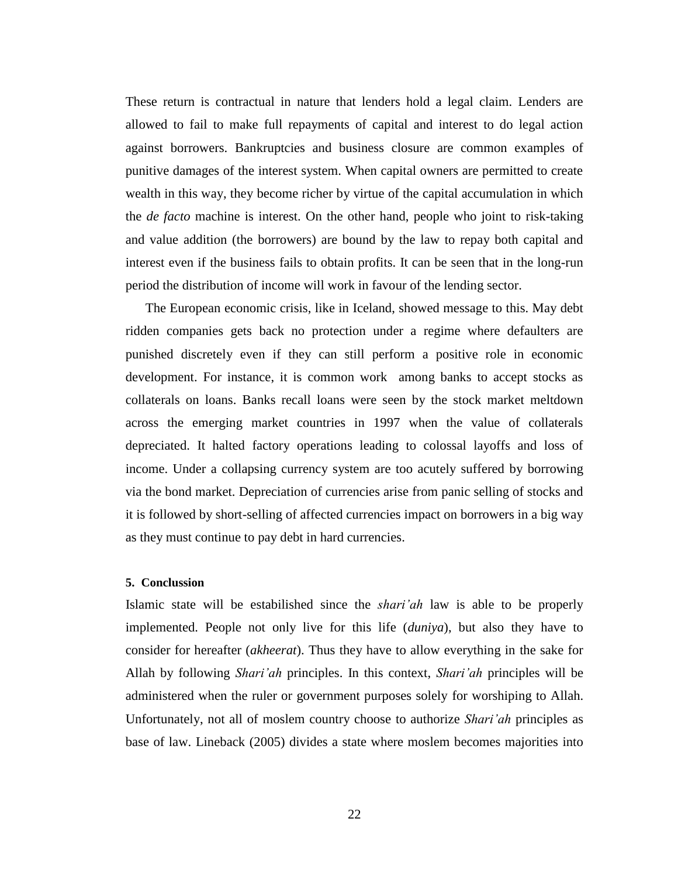These return is contractual in nature that lenders hold a legal claim. Lenders are allowed to fail to make full repayments of capital and interest to do legal action against borrowers. Bankruptcies and business closure are common examples of punitive damages of the interest system. When capital owners are permitted to create wealth in this way, they become richer by virtue of the capital accumulation in which the *de facto* machine is interest. On the other hand, people who joint to risk-taking and value addition (the borrowers) are bound by the law to repay both capital and interest even if the business fails to obtain profits. It can be seen that in the long-run period the distribution of income will work in favour of the lending sector.

The European economic crisis, like in Iceland, showed message to this. May debt ridden companies gets back no protection under a regime where defaulters are punished discretely even if they can still perform a positive role in economic development. For instance, it is common work among banks to accept stocks as collaterals on loans. Banks recall loans were seen by the stock market meltdown across the emerging market countries in 1997 when the value of collaterals depreciated. It halted factory operations leading to colossal layoffs and loss of income. Under a collapsing currency system are too acutely suffered by borrowing via the bond market. Depreciation of currencies arise from panic selling of stocks and it is followed by short-selling of affected currencies impact on borrowers in a big way as they must continue to pay debt in hard currencies.

### 5. Conclussion

Islamic state will be estabilished since the *shari'ah* law is able to be properly implemented. People not only live for this life (*duniya*), but also they have to consider for hereafter (*akheerat*). Thus they have to allow everything in the sake for Allah by following *Shari'ah* principles. In this context, *Shari'ah* principles will be administered when the ruler or government purposes solely for worshiping to Allah. Unfortunately, not all of moslem country choose to authorize *Shari'ah* principles as base of law. Lineback (2005) divides a state where moslem becomes majorities into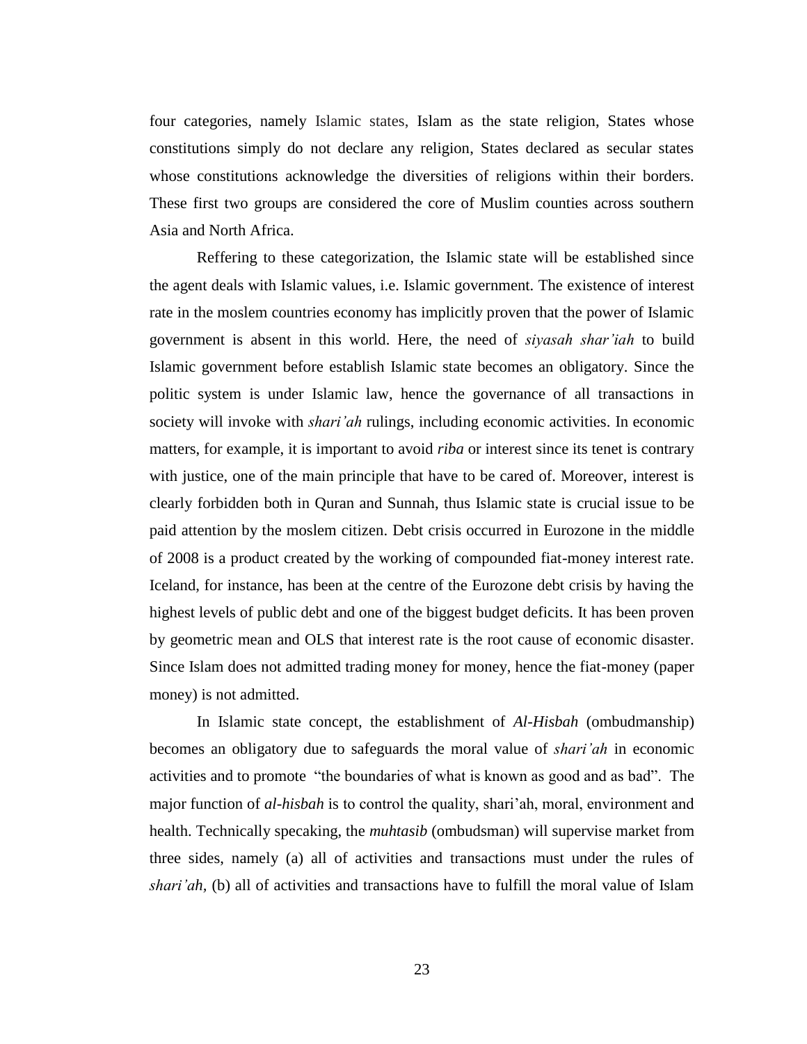four categories, namely Islamic states, Islam as the state religion, States whose constitutions simply do not declare any religion, States declared as secular states whose constitutions acknowledge the diversities of religions within their borders. These first two groups are considered the core of Muslim counties across southern Asia and North Africa.

Reffering to these categorization, the Islamic state will be established since the agent deals with Islamic values, i.e. Islamic government. The existence of interest rate in the moslem countries economy has implicitly proven that the power of Islamic government is absent in this world. Here, the need of *siyasah shar'iah* to build Islamic government before establish Islamic state becomes an obligatory. Since the politic system is under Islamic law, hence the governance of all transactions in society will invoke with *shari'ah* rulings, including economic activities. In economic matters, for example, it is important to avoid *riba* or interest since its tenet is contrary with justice, one of the main principle that have to be cared of. Moreover, interest is clearly forbidden both in Quran and Sunnah, thus Islamic state is crucial issue to be paid attention by the moslem citizen. Debt crisis occurred in Eurozone in the middle of 2008 is a product created by the working of compounded fiat-money interest rate. Iceland, for instance, has been at the centre of the Eurozone debt crisis by having the highest levels of public debt and one of the biggest budget deficits. It has been proven by geometric mean and OLS that interest rate is the root cause of economic disaster. Since Islam does not admitted trading money for money, hence the fiat-money (paper money) is not admitted.

In Islamic state concept, the establishment of *Al-Hisbah* (ombudmanship) becomes an obligatory due to safeguards the moral value of *shari'ah* in economic activities and to promote "the boundaries of what is known as good and as bad". The major function of *al-hisbah* is to control the quality, shari'ah, moral, environment and health. Technically specaking, the *muhtasib* (ombudsman) will supervise market from three sides, namely (a) all of activities and transactions must under the rules of *shari'ah*, (b) all of activities and transactions have to fulfill the moral value of Islam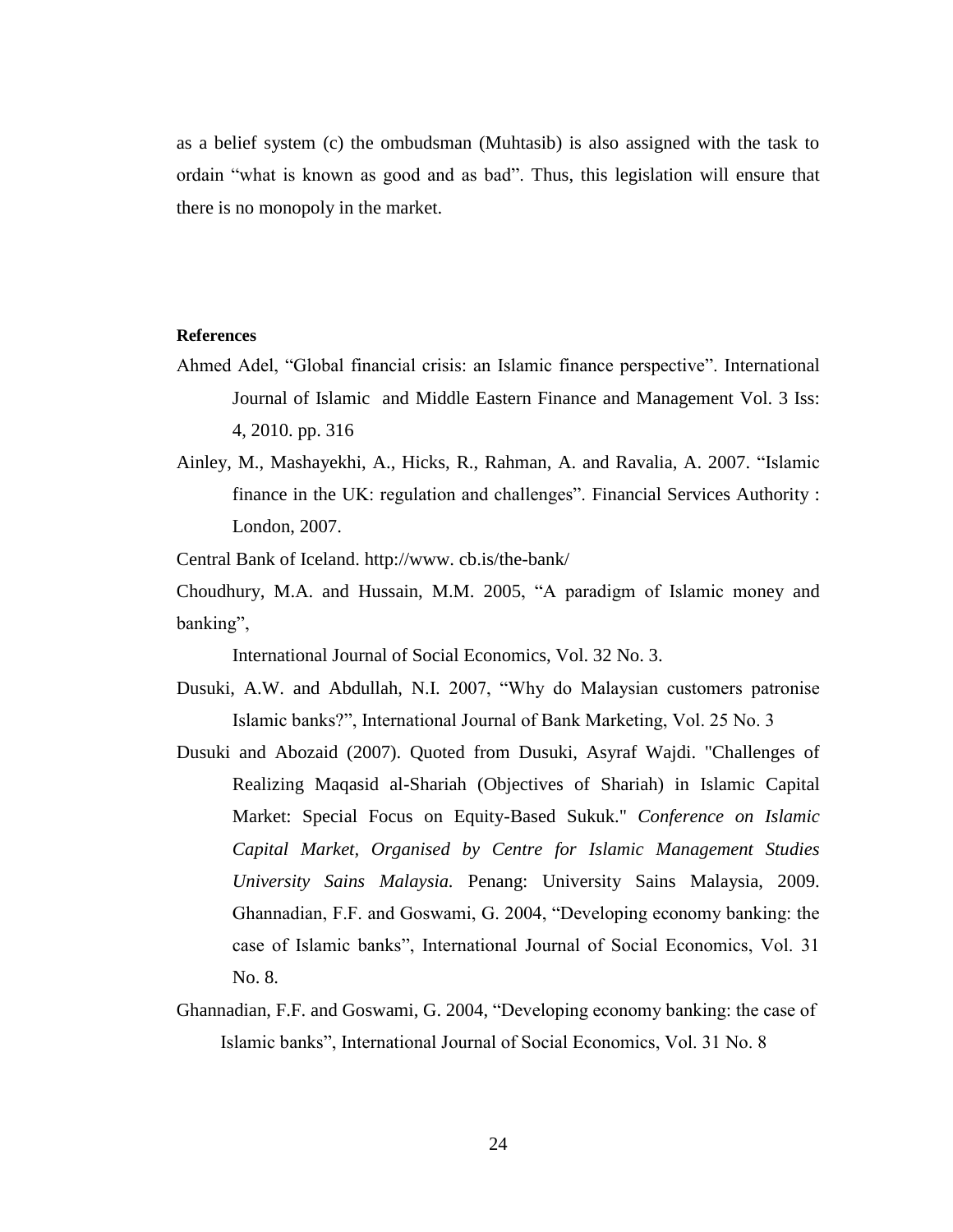as a belief system (c) the ombudsman (Muhtasib) is also assigned with the task to ordain "what is known as good and as bad". Thus, this legislation will ensure that there is no monopoly in the market.

**References**

Ahmed Adel, "Global financial crisis: an Islamic finance perspective". International Journal of Islamic and Middle Eastern Finance and Management Vol. 3 Iss: 4, 2010. pp. 316

Ainley, M., Mashayekhi, A., Hicks, R., Rahman, A. and Ravalia, A. 2007. "Islamic finance in the UK: regulation and challenges". Financial Services Authority : London, 2007.

Central Bank of Iceland. http://www. cb.is/the-bank/

Choudhury, M.A. and Hussain, M.M. 2005, "A paradigm of Islamic money and banking",

International Journal of Social Economics, Vol. 32 No. 3.

Dusuki, A.W. and Abdullah, N.I. 2007, "Why do Malaysian customers patronise Islamic banks?", International Journal of Bank Marketing, Vol. 25 No. 3

Dusuki and Abozaid (2007). Quoted from Dusuki, Asyraf Wajdi. "Challenges of Realizing Maqasid al-Shariah (Objectives of Shariah) in Islamic Capital Market: Special Focus on Equity-Based Sukuk." *Conference on Islamic Capital Market, Organised by Centre for Islamic Management Studies University Sains Malaysia.* Penang: University Sains Malaysia, 2009. Ghannadian, F.F. and Goswami, G. 2004, "Developing economy banking: the case of Islamic banks", International Journal of Social Economics, Vol. 31 No. 8.

Ghannadian, F.F. and Goswami, G. 2004, "Developing economy banking: the case of Islamic banks", International Journal of Social Economics, Vol. 31 No. 8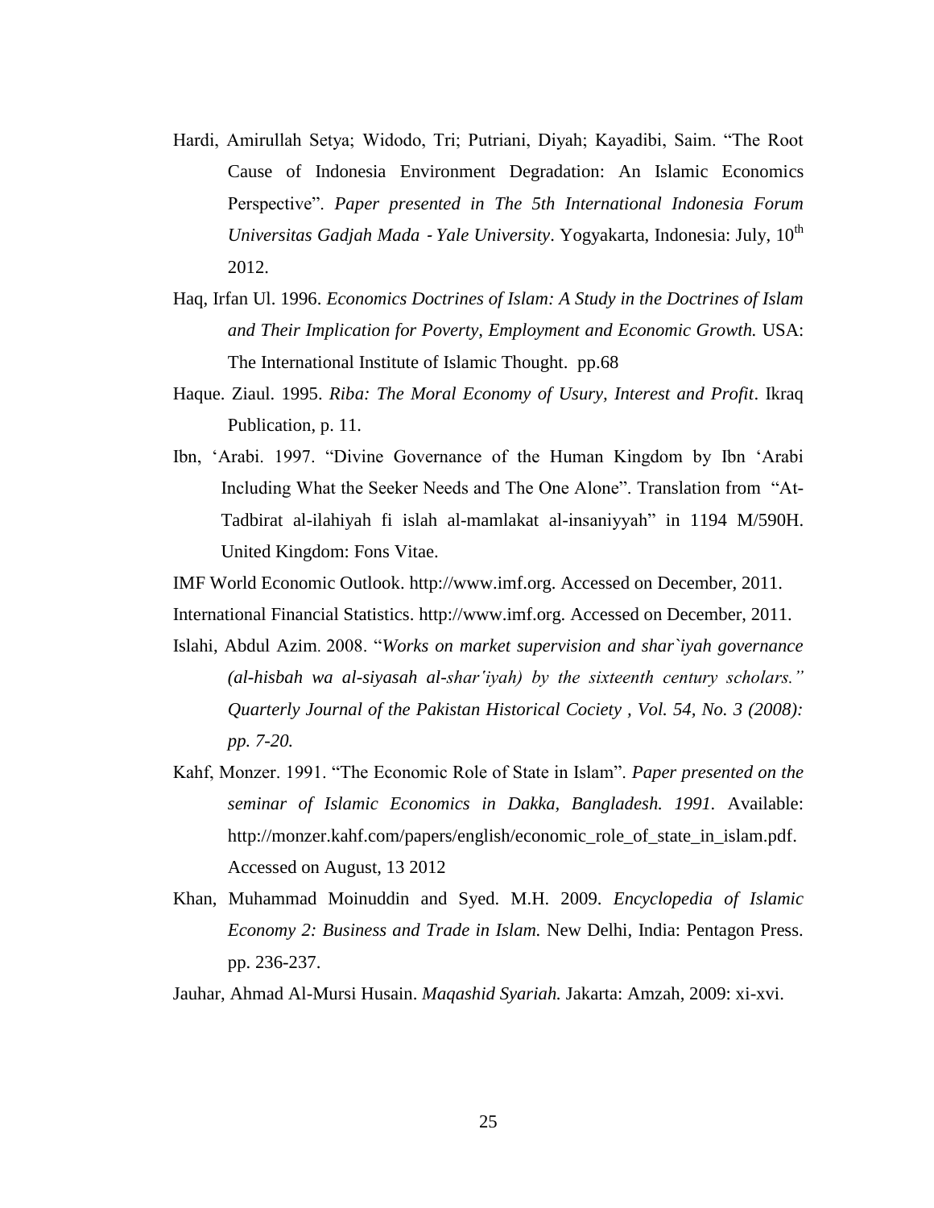Hardi, Amirullah Setya; Widodo, Tri; Putriani, Diyah; Kayadibi, Saim. "The Root Cause of Indonesia Environment Degradation: An Islamic Economics Perspective". *Paper presented in The 5th International Indonesia Forum Universitas Gadjah Mada - Yale University*. Yogyakarta, Indonesia: July, 10th 2012.

Haq, Irfan Ul. 1996. *Economics Doctrines of Islam: A Study in the Doctrines of Islam and Their Implication for Poverty, Employment and Economic Growth.* USA: The International Institute of Islamic Thought. pp.68

Haque. Ziaul. 1995. *Riba: The Moral Economy of Usury, Interest and Profit*. Ikraq Publication, p. 11.

Ibn, 'Arabi. 1997. "Divine Governance of the Human Kingdom by Ibn 'Arabi Including What the Seeker Needs and The One Alone". Translation from "At-Tadbirat al-ilahiyah fi islah al-mamlakat al-insaniyyah" in 1194 M/590H. United Kingdom: Fons Vitae.

IMF World Economic Outlook. http://www.imf.org. Accessed on December, 2011.

International Financial Statistics. http://www.imf.org. Accessed on December, 2011.

Islahi, Abdul Azim. 2008. "*Works on market supervision and shar`iyah governance (al-hisbah wa al-siyasah al-shar'iyah) by the sixteenth century scholars." Quarterly Journal of the Pakistan Historical Cociety , Vol. 54, No. 3 (2008): pp. 7-20.*

Kahf, Monzer. 1991. "The Economic Role of State in Islam". *Paper presented on the seminar of Islamic Economics in Dakka, Bangladesh. 1991.* Available: http://monzer.kahf.com/papers/english/economic_role_of_state_in_islam.pdf. Accessed on August, 13 2012

Khan, Muhammad Moinuddin and Syed. M.H. 2009. *Encyclopedia of Islamic Economy 2: Business and Trade in Islam.* New Delhi, India: Pentagon Press. pp. 236-237.

Jauhar, Ahmad Al-Mursi Husain. *Maqashid Syariah.* Jakarta: Amzah, 2009: xi-xvi.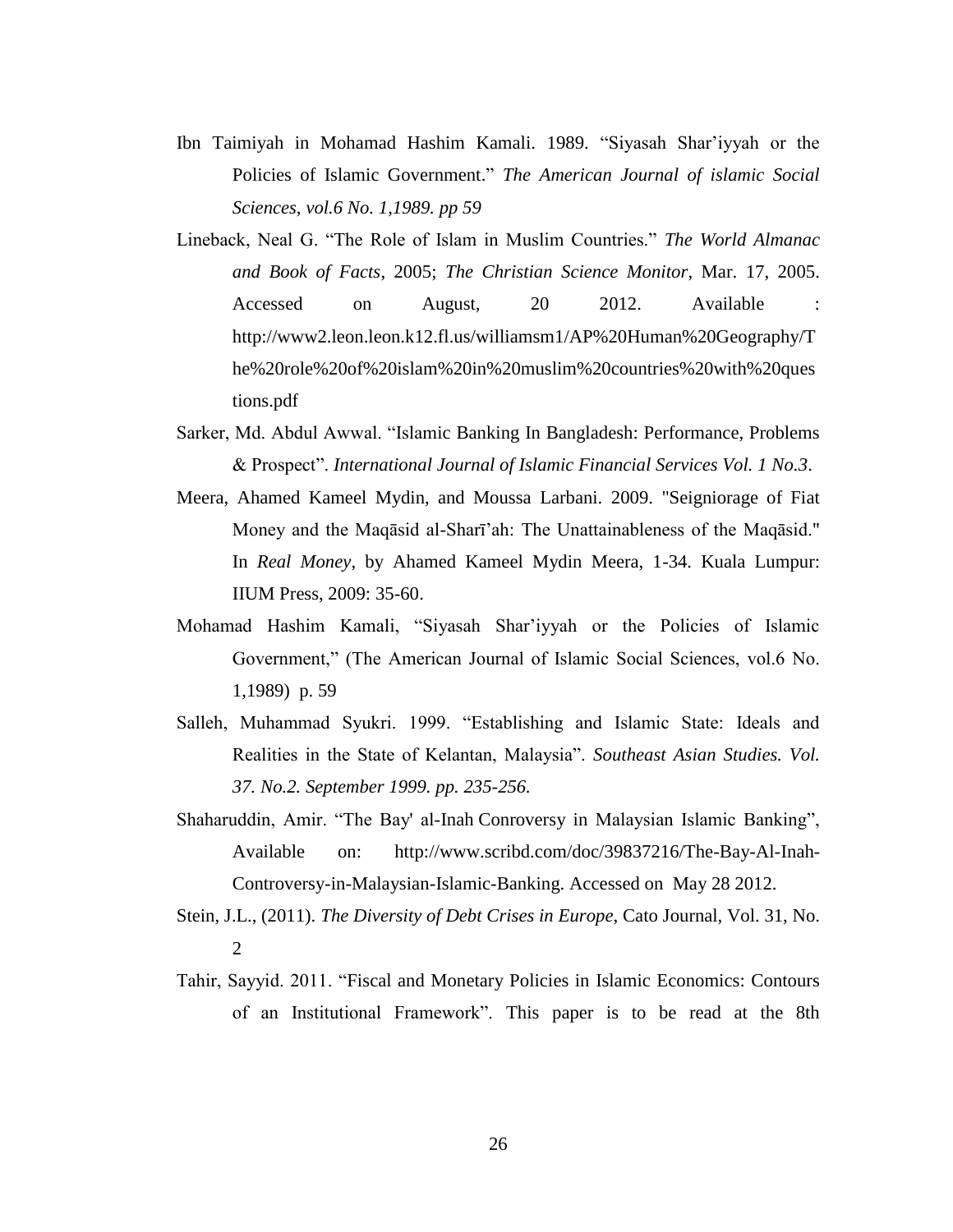Ibn Taimiyah in Mohamad Hashim Kamali. 1989. "Siyasah Shar'iyyah or the Policies of Islamic Government." *The American Journal of islamic Social Sciences, vol.6 No. 1,1989. pp 59*

Lineback, Neal G. "The Role of Islam in Muslim Countries." *The World Almanac and Book of Facts*, 2005; *The Christian Science Monitor*, Mar. 17, 2005. Accessed on August, 20 2012. Available : http://www2.leon.leon.k12.fl.us/williamsm1/AP%20Human%20Geography/The%20role%20of%20islam%20in%20muslim%20countries%20with%20questions.pdf

Sarker, Md. Abdul Awwal. "Islamic Banking In Bangladesh: Performance, Problems & Prospect". *International Journal of Islamic Financial Services Vol. 1 No.3*.

Meera, Ahamed Kameel Mydin, and Moussa Larbani. 2009. "Seigniorage of Fiat Money and the Maqāsid al-Sharī'ah: The Unattainableness of the Maqāsid." In *Real Money*, by Ahamed Kameel Mydin Meera, 1-34. Kuala Lumpur: IIUM Press, 2009: 35-60.

Mohamad Hashim Kamali, "Siyasah Shar'iyyah or the Policies of Islamic Government," (The American Journal of Islamic Social Sciences, vol.6 No. 1,1989) p. 59

Salleh, Muhammad Syukri. 1999. "Establishing and Islamic State: Ideals and Realities in the State of Kelantan, Malaysia". *Southeast Asian Studies. Vol. 37. No.2. September 1999. pp. 235-256.*

Shaharuddin, Amir. "The Bay' al-Inah Conroversy in Malaysian Islamic Banking", Available on: http://www.scribd.com/doc/39837216/The-Bay-Al-Inah-Controversy-in-Malaysian-Islamic-Banking. Accessed on May 28 2012.

Stein, J.L., (2011). *The Diversity of Debt Crises in Europe*, Cato Journal, Vol. 31, No. 2

Tahir, Sayyid. 2011. "Fiscal and Monetary Policies in Islamic Economics: Contours of an Institutional Framework". This paper is to be read at the 8th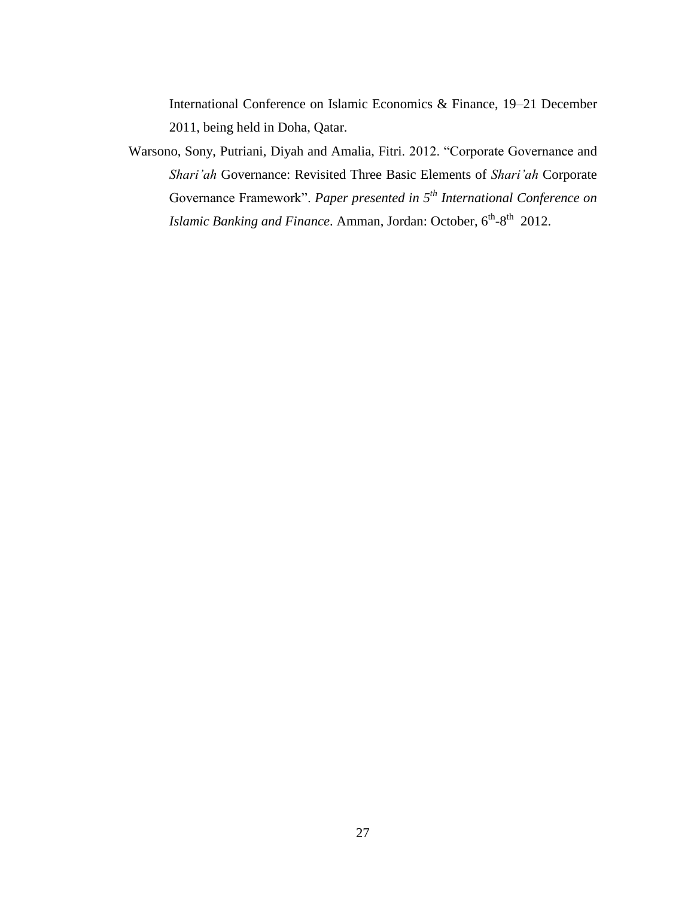International Conference on Islamic Economics & Finance, 19–21 December 2011, being held in Doha, Qatar.

Warsono, Sony, Putriani, Diyah and Amalia, Fitri. 2012. "Corporate Governance and *Shari'ah* Governance: Revisited Three Basic Elements of *Shari'ah* Corporate Governance Framework". *Paper presented in 5th International Conference on Islamic Banking and Finance*. Amman, Jordan: October, 6th-8th 2012.